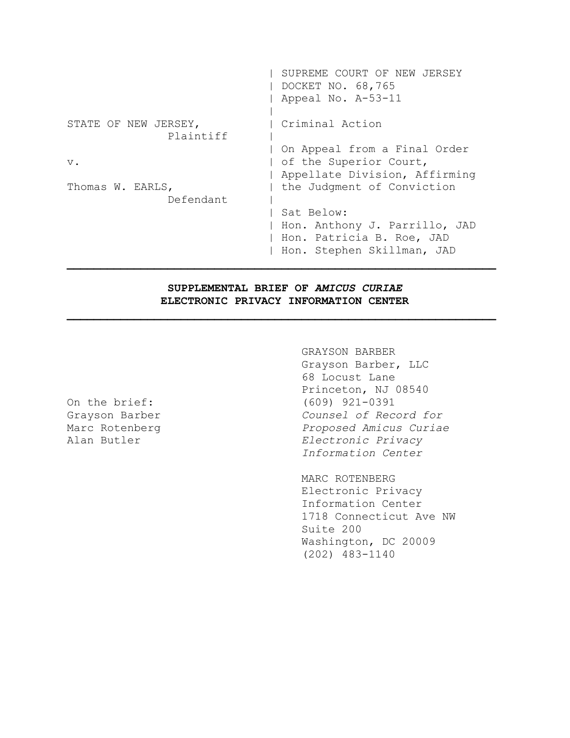| | |
|---|---|
| | SUPREME COURT OF NEW JERSEY<br>DOCKET NO. 68,765<br>Appeal No. A-53-11 |
| STATE OF NEW JERSEY,<br>Plaintiff | Criminal Action |
| v. | On Appeal from a Final Order of the Superior Court, Appellate Division, Affirming the Judgment of Conviction |
| Thomas W. EARLS,<br>Defendant | |
| | Sat Below:<br>Hon. Anthony J. Parrillo, JAD<br>Hon. Patricia B. Roe, JAD<br>Hon. Stephen Skillman, JAD |

---

**SUPPLEMENTAL BRIEF OF *AMICUS CURIAE***
**ELECTRONIC PRIVACY INFORMATION CENTER**

---

GRAYSON BARBER
Grayson Barber, LLC
68 Locust Lane
Princeton, NJ 08540
(609) 921-0391
*Counsel of Record for Proposed Amicus Curiae Electronic Privacy Information Center*

MARC ROTENBERG
Electronic Privacy Information Center
1718 Connecticut Ave NW
Suite 200
Washington, DC 20009
(202) 483-1140

On the brief:
Grayson Barber
Marc Rotenberg
Alan Butler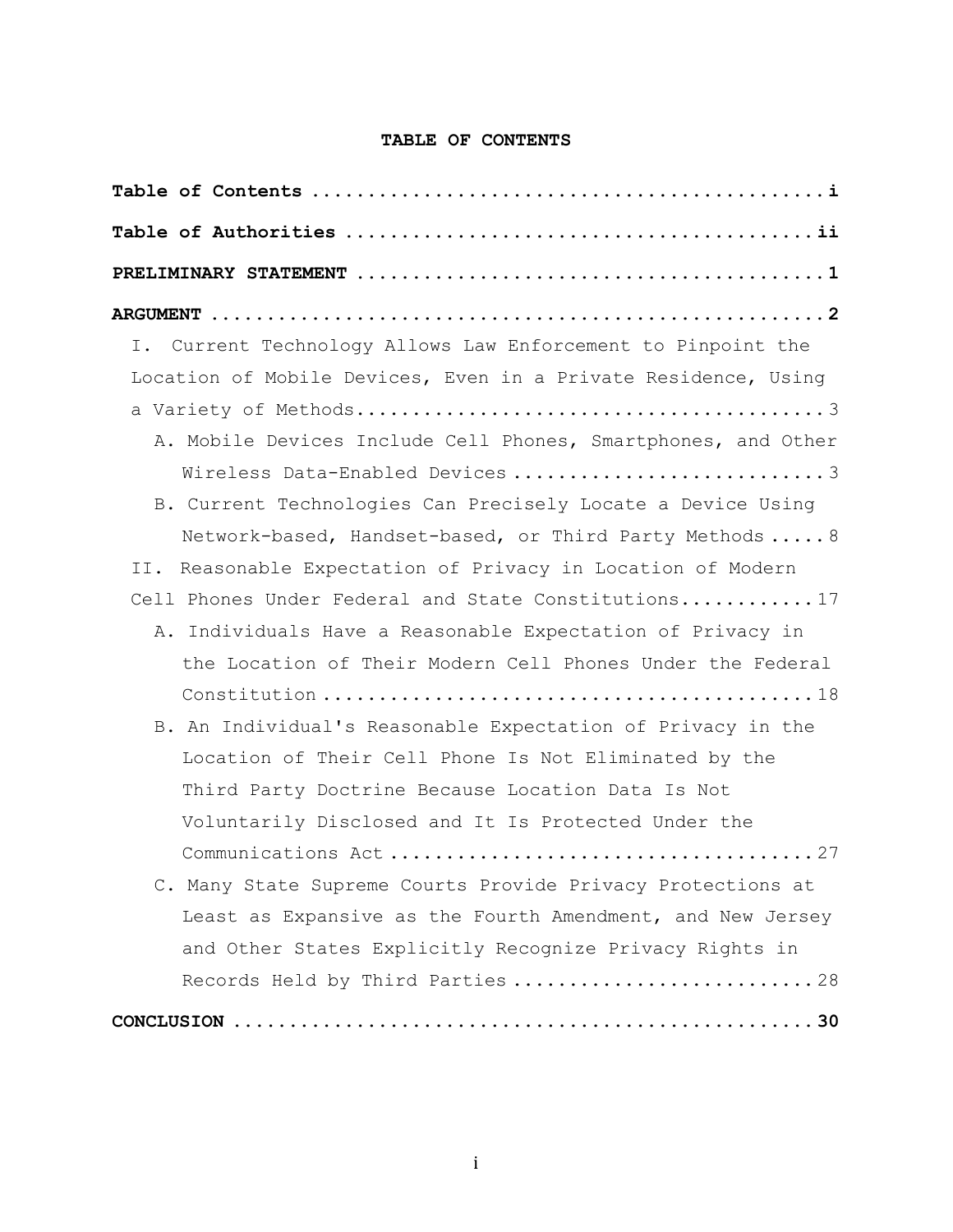# TABLE OF CONTENTS

**Table of Contents** ............................................. **i**

**Table of Authorities** ......................................... **ii**

**PRELIMINARY STATEMENT** ......................................... **1**

**ARGUMENT** ...................................................... **2**

- I. Current Technology Allows Law Enforcement to Pinpoint the Location of Mobile Devices, Even in a Private Residence, Using a Variety of Methods.......................................... 3
  - A. Mobile Devices Include Cell Phones, Smartphones, and Other Wireless Data-Enabled Devices ........................... 3
  - B. Current Technologies Can Precisely Locate a Device Using Network-based, Handset-based, or Third Party Methods ..... 8
- II. Reasonable Expectation of Privacy in Location of Modern Cell Phones Under Federal and State Constitutions............ 17
  - A. Individuals Have a Reasonable Expectation of Privacy in the Location of Their Modern Cell Phones Under the Federal Constitution ........................................... 18
  - B. An Individual's Reasonable Expectation of Privacy in the Location of Their Cell Phone Is Not Eliminated by the Third Party Doctrine Because Location Data Is Not Voluntarily Disclosed and It Is Protected Under the Communications Act ..................................... 27
  - C. Many State Supreme Courts Provide Privacy Protections at Least as Expansive as the Fourth Amendment, and New Jersey and Other States Explicitly Recognize Privacy Rights in Records Held by Third Parties .......................... 28

**CONCLUSION** .................................................. **30**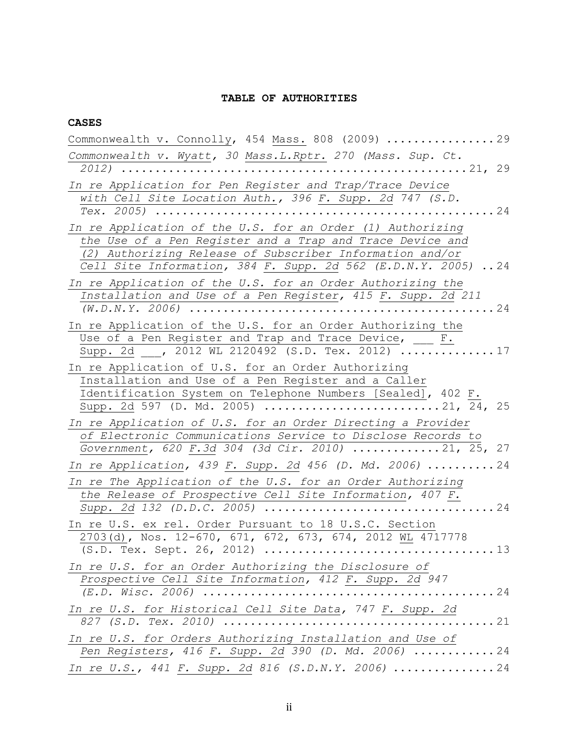**TABLE OF AUTHORITIES**

**CASES**

Commonwealth v. Connolly, 454 Mass. 808 (2009) ................ 29

*Commonwealth v. Wyatt, 30 Mass.L.Rptr. 270 (Mass. Sup. Ct. 2012)* ................................................ 21, 29

*In re Application for Pen Register and Trap/Trace Device with Cell Site Location Auth., 396 F. Supp. 2d 747 (S.D. Tex. 2005)* ................................................ 24

*In re Application of the U.S. for an Order (1) Authorizing the Use of a Pen Register and a Trap and Trace Device and (2) Authorizing Release of Subscriber Information and/or Cell Site Information, 384 F. Supp. 2d 562 (E.D.N.Y. 2005)* .. 24

*In re Application of the U.S. for an Order Authorizing the Installation and Use of a Pen Register, 415 F. Supp. 2d 211 (W.D.N.Y. 2006)* ................................................ 24

In re Application of the U.S. for an Order Authorizing the Use of a Pen Register and Trap and Trace Device, ___ F. Supp. 2d ___, 2012 WL 2120492 (S.D. Tex. 2012) ............. 17

In re Application of U.S. for an Order Authorizing Installation and Use of a Pen Register and a Caller Identification System on Telephone Numbers [Sealed], 402 F. Supp. 2d 597 (D. Md. 2005) ........................ 21, 24, 25

*In re Application of U.S. for an Order Directing a Provider of Electronic Communications Service to Disclose Records to Government, 620 F.3d 304 (3d Cir. 2010)* ............ 21, 25, 27

*In re Application, 439 F. Supp. 2d 456 (D. Md. 2006)* .......... 24

*In re The Application of the U.S. for an Order Authorizing the Release of Prospective Cell Site Information, 407 F. Supp. 2d 132 (D.D.C. 2005)* ................................ 24

In re U.S. ex rel. Order Pursuant to 18 U.S.C. Section 2703(d), Nos. 12-670, 671, 672, 673, 674, 2012 WL 4717778 (S.D. Tex. Sept. 26, 2012) ................................ 13

*In re U.S. for an Order Authorizing the Disclosure of Prospective Cell Site Information, 412 F. Supp. 2d 947 (E.D. Wisc. 2006)* ........................................ 24

*In re U.S. for Historical Cell Site Data, 747 F. Supp. 2d 827 (S.D. Tex. 2010)* ...................................... 21

*In re U.S. for Orders Authorizing Installation and Use of Pen Registers, 416 F. Supp. 2d 390 (D. Md. 2006)* ........... 24

*In re U.S., 441 F. Supp. 2d 816 (S.D.N.Y. 2006)* ............... 24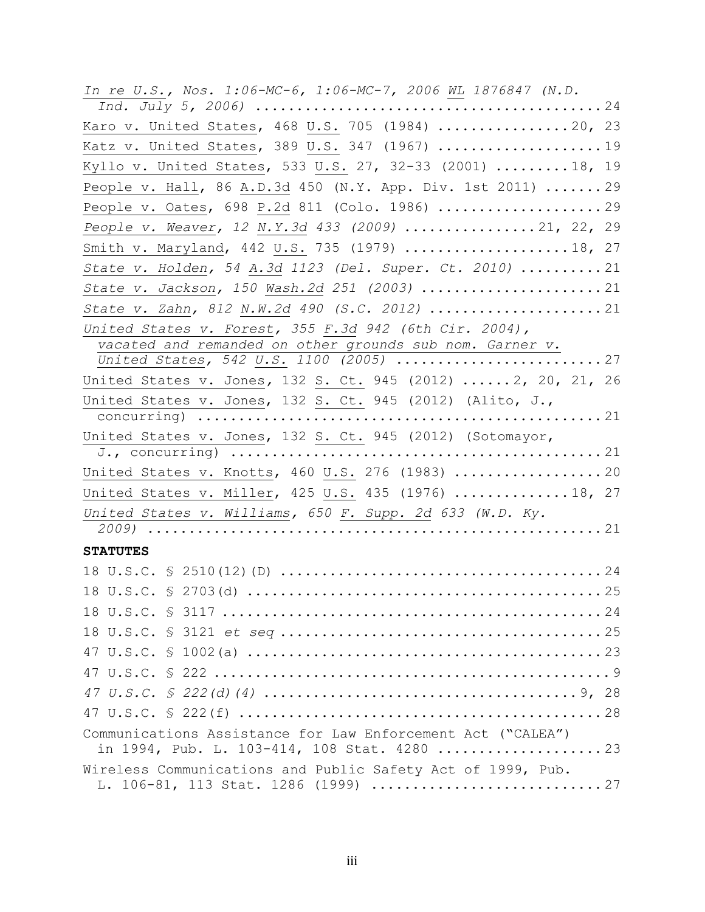*In re U.S.*, Nos. 1:06-MC-6, 1:06-MC-7, 2006 WL 1876847 (N.D. Ind. July 5, 2006) .......................................... 24

Karo v. United States, 468 U.S. 705 (1984) ................ 20, 23

Katz v. United States, 389 U.S. 347 (1967) .................... 19

Kyllo v. United States, 533 U.S. 27, 32-33 (2001) ......... 18, 19

People v. Hall, 86 A.D.3d 450 (N.Y. App. Div. 1st 2011) ....... 29

People v. Oates, 698 P.2d 811 (Colo. 1986) .................... 29

*People v. Weaver*, 12 N.Y.3d 433 (2009) ................ 21, 22, 29

Smith v. Maryland, 442 U.S. 735 (1979) .................... 18, 27

*State v. Holden*, 54 A.3d 1123 (Del. Super. Ct. 2010) .......... 21

*State v. Jackson*, 150 Wash.2d 251 (2003) ...................... 21

*State v. Zahn*, 812 N.W.2d 490 (S.C. 2012) ..................... 21

*United States v. Forest*, 355 F.3d 942 (6th Cir. 2004), vacated and remanded on other grounds sub nom. Garner v. United States, 542 U.S. 1100 (2005) ......................... 27

United States v. Jones, 132 S. Ct. 945 (2012) ...... 2, 20, 21, 26

United States v. Jones, 132 S. Ct. 945 (2012) (Alito, J., concurring) ................................................ 21

United States v. Jones, 132 S. Ct. 945 (2012) (Sotomayor, J., concurring) ............................................ 21

United States v. Knotts, 460 U.S. 276 (1983) .................. 20

United States v. Miller, 425 U.S. 435 (1976) .............. 18, 27

*United States v. Williams*, 650 F. Supp. 2d 633 (W.D. Ky. 2009) ..................................................... 21

**STATUTES**

18 U.S.C. § 2510(12)(D) ....................................... 24

18 U.S.C. § 2703(d) ........................................... 25

18 U.S.C. § 3117 .............................................. 24

18 U.S.C. § 3121 *et seq* ...................................... 25

47 U.S.C. § 1002(a) ........................................... 23

47 U.S.C. § 222 ................................................ 9

*47 U.S.C. § 222(d)(4)* ..................................... 9, 28

47 U.S.C. § 222(f) ............................................ 28

Communications Assistance for Law Enforcement Act ("CALEA") in 1994, Pub. L. 103-414, 108 Stat. 4280 .................... 23

Wireless Communications and Public Safety Act of 1999, Pub. L. 106-81, 113 Stat. 1286 (1999) ........................... 27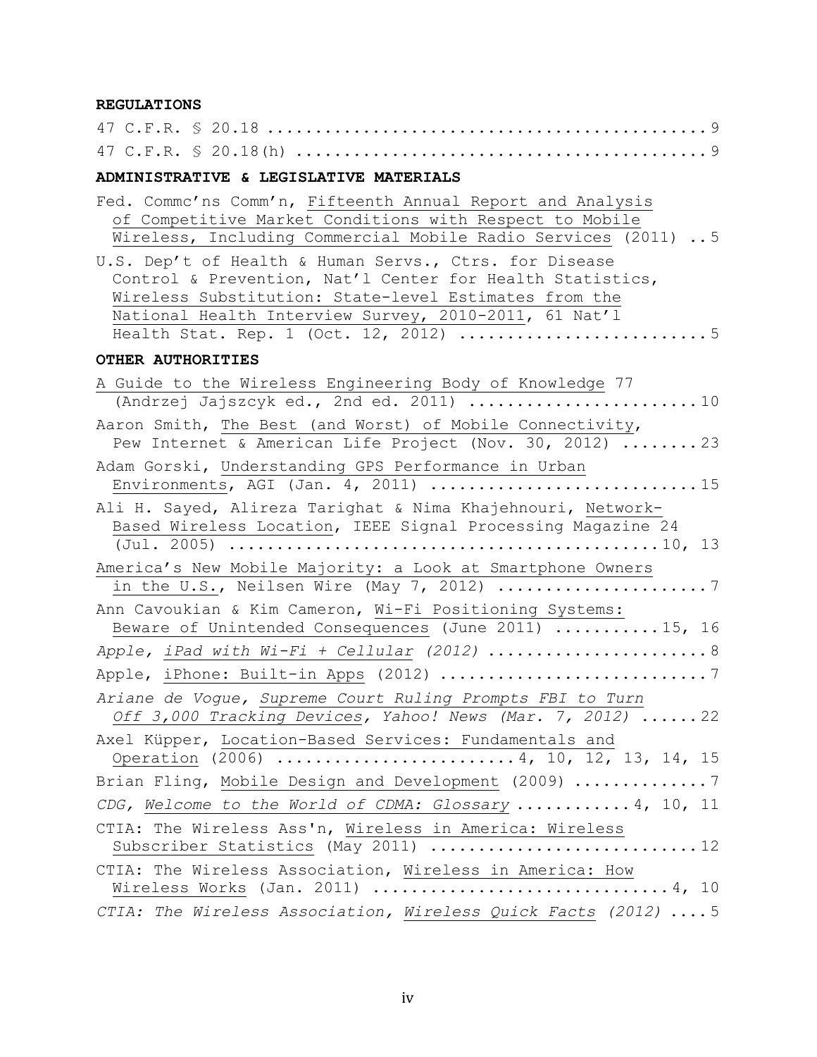**REGULATIONS**

47 C.F.R. § 20.18 .............................................. 9

47 C.F.R. § 20.18(h) ........................................... 9

**ADMINISTRATIVE & LEGISLATIVE MATERIALS**

Fed. Commc'ns Comm'n, Fifteenth Annual Report and Analysis of Competitive Market Conditions with Respect to Mobile Wireless, Including Commercial Mobile Radio Services (2011) .. 5

U.S. Dep't of Health & Human Servs., Ctrs. for Disease Control & Prevention, Nat'l Center for Health Statistics, Wireless Substitution: State-level Estimates from the National Health Interview Survey, 2010-2011, 61 Nat'l Health Stat. Rep. 1 (Oct. 12, 2012) ......................... 5

**OTHER AUTHORITIES**

A Guide to the Wireless Engineering Body of Knowledge 77 (Andrzej Jajszczyk ed., 2nd ed. 2011) ....................... 10

Aaron Smith, The Best (and Worst) of Mobile Connectivity, Pew Internet & American Life Project (Nov. 30, 2012) ........ 23

Adam Gorski, Understanding GPS Performance in Urban Environments, AGI (Jan. 4, 2011) .......................... 15

Ali H. Sayed, Alireza Tarighat & Nima Khajehnouri, Network-Based Wireless Location, IEEE Signal Processing Magazine 24 (Jul. 2005) ........................................... 10, 13

America's New Mobile Majority: a Look at Smartphone Owners in the U.S., Neilsen Wire (May 7, 2012) ..................... 7

Ann Cavoukian & Kim Cameron, Wi-Fi Positioning Systems: Beware of Unintended Consequences (June 2011) ........... 15, 16

*Apple, iPad with Wi-Fi + Cellular (2012)* ....................... 8

Apple, iPhone: Built-in Apps (2012) ........................... 7

*Ariane de Vogue, Supreme Court Ruling Prompts FBI to Turn Off 3,000 Tracking Devices, Yahoo! News (Mar. 7, 2012)* ...... 22

Axel Küpper, Location-Based Services: Fundamentals and Operation (2006) ......................... 4, 10, 12, 13, 14, 15

Brian Fling, Mobile Design and Development (2009) ............. 7

*CDG, Welcome to the World of CDMA: Glossary* ........... 4, 10, 11

CTIA: The Wireless Ass'n, Wireless in America: Wireless Subscriber Statistics (May 2011) ........................... 12

CTIA: The Wireless Association, Wireless in America: How Wireless Works (Jan. 2011) ............................. 4, 10

*CTIA: The Wireless Association, Wireless Quick Facts (2012)* .... 5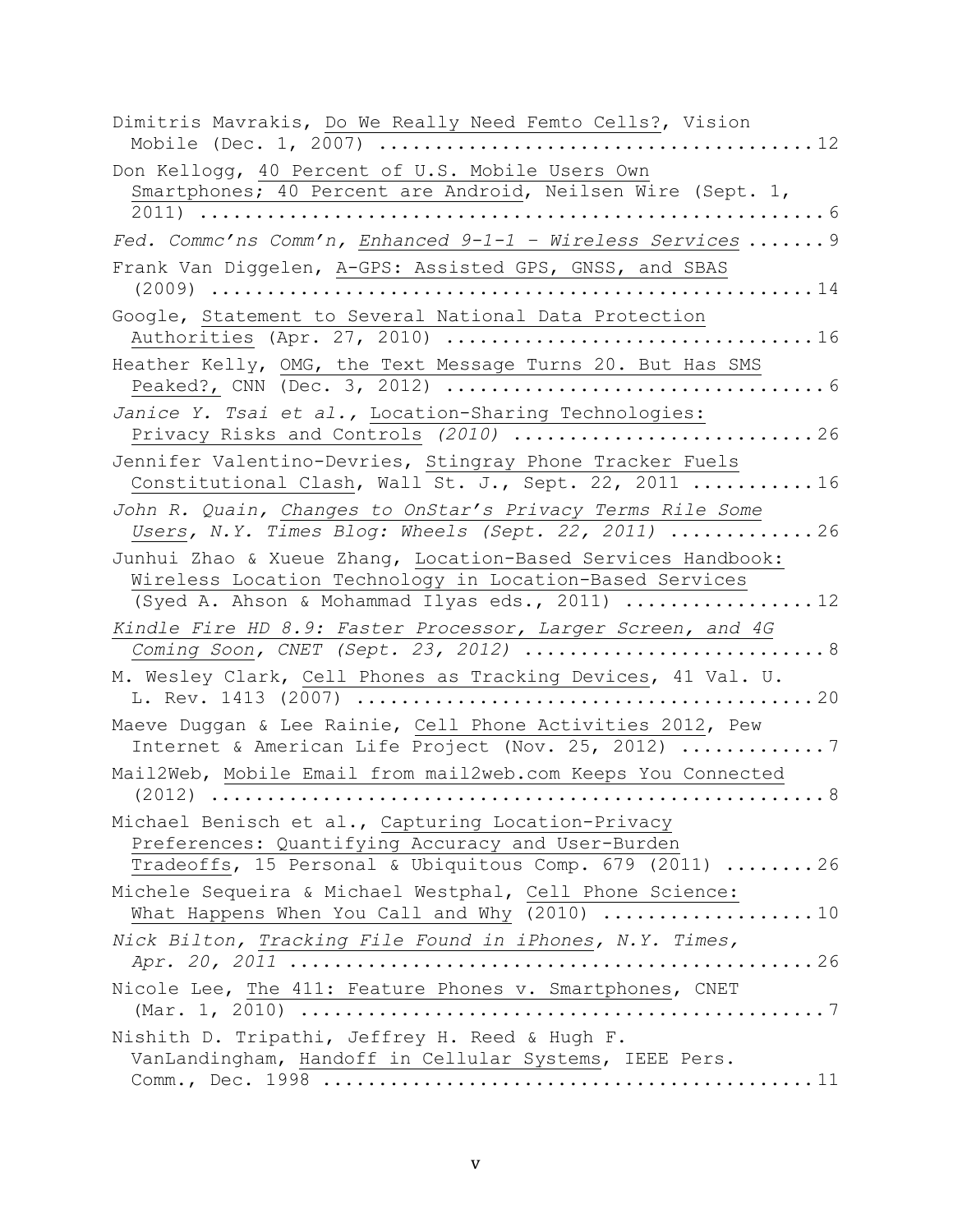Dimitris Mavrakis, Do We Really Need Femto Cells?, Vision Mobile (Dec. 1, 2007) .......................................12

Don Kellogg, 40 Percent of U.S. Mobile Users Own Smartphones; 40 Percent are Android, Neilsen Wire (Sept. 1, 2011) .........................................................6

*Fed. Commc'ns Comm'n, Enhanced 9-1-1 – Wireless Services* .......9

Frank Van Diggelen, A-GPS: Assisted GPS, GNSS, and SBAS (2009) .........................................................14

Google, Statement to Several National Data Protection Authorities (Apr. 27, 2010) ................................16

Heather Kelly, OMG, the Text Message Turns 20. But Has SMS Peaked?, CNN (Dec. 3, 2012) .................................6

*Janice Y. Tsai et al.,* Location-Sharing Technologies: Privacy Risks and Controls *(2010)* ..........................26

Jennifer Valentino-Devries, Stingray Phone Tracker Fuels Constitutional Clash, Wall St. J., Sept. 22, 2011 ...........16

*John R. Quain, Changes to OnStar's Privacy Terms Rile Some Users, N.Y. Times Blog: Wheels (Sept. 22, 2011)* .............26

Junhui Zhao & Xueue Zhang, Location-Based Services Handbook: Wireless Location Technology in Location-Based Services (Syed A. Ahson & Mohammad Ilyas eds., 2011) .................12

*Kindle Fire HD 8.9: Faster Processor, Larger Screen, and 4G Coming Soon, CNET (Sept. 23, 2012)* ..........................8

M. Wesley Clark, Cell Phones as Tracking Devices, 41 Val. U. L. Rev. 1413 (2007) .........................................20

Maeve Duggan & Lee Rainie, Cell Phone Activities 2012, Pew Internet & American Life Project (Nov. 25, 2012) .............7

Mail2Web, Mobile Email from mail2web.com Keeps You Connected (2012) .........................................................8

Michael Benisch et al., Capturing Location-Privacy Preferences: Quantifying Accuracy and User-Burden Tradeoffs, 15 Personal & Ubiquitous Comp. 679 (2011) ........26

Michele Sequeira & Michael Westphal, Cell Phone Science: What Happens When You Call and Why (2010) ..................10

*Nick Bilton, Tracking File Found in iPhones, N.Y. Times, Apr. 20, 2011* ..............................................26

Nicole Lee, The 411: Feature Phones v. Smartphones, CNET (Mar. 1, 2010) ..............................................7

Nishith D. Tripathi, Jeffrey H. Reed & Hugh F. VanLandingham, Handoff in Cellular Systems, IEEE Pers. Comm., Dec. 1998 ...........................................11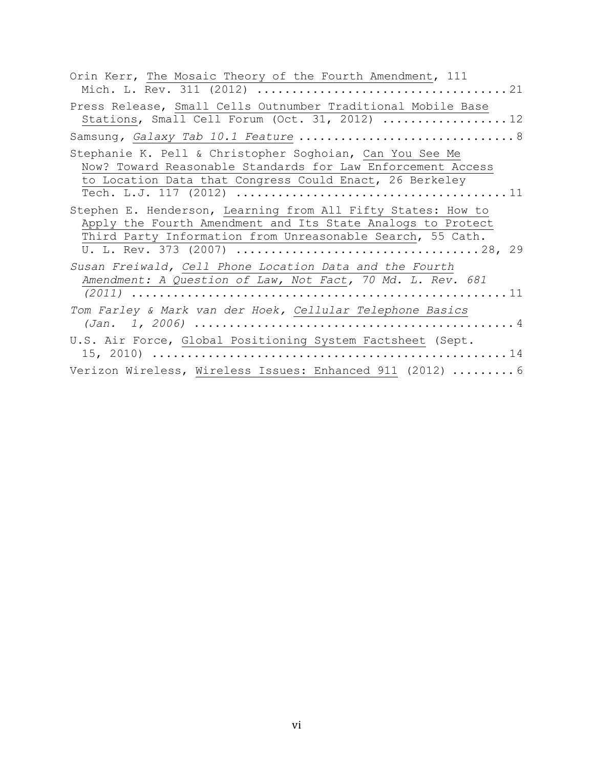Orin Kerr, The Mosaic Theory of the Fourth Amendment, 111 Mich. L. Rev. 311 (2012) .................................. 21

Press Release, Small Cells Outnumber Traditional Mobile Base Stations, Small Cell Forum (Oct. 31, 2012) .................. 12

Samsung, *Galaxy Tab 10.1 Feature* .............................. 8

Stephanie K. Pell & Christopher Soghoian, Can You See Me Now? Toward Reasonable Standards for Law Enforcement Access to Location Data that Congress Could Enact, 26 Berkeley Tech. L.J. 117 (2012) ..................................... 11

Stephen E. Henderson, Learning from All Fifty States: How to Apply the Fourth Amendment and Its State Analogs to Protect Third Party Information from Unreasonable Search, 55 Cath. U. L. Rev. 373 (2007) .................................. 28, 29

*Susan Freiwald, Cell Phone Location Data and the Fourth Amendment: A Question of Law, Not Fact, 70 Md. L. Rev. 681 (2011)* .................................................. 11

*Tom Farley & Mark van der Hoek, Cellular Telephone Basics (Jan. 1, 2006)* ............................................. 4

U.S. Air Force, Global Positioning System Factsheet (Sept. 15, 2010) .................................................. 14

Verizon Wireless, Wireless Issues: Enhanced 911 (2012) ......... 6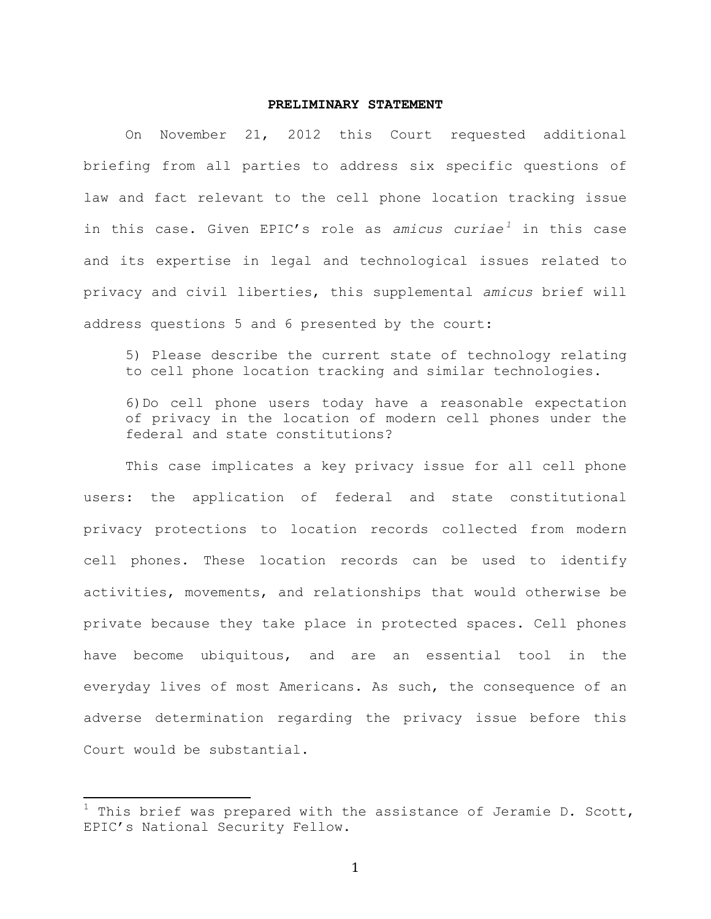## PRELIMINARY STATEMENT

On November 21, 2012 this Court requested additional briefing from all parties to address six specific questions of law and fact relevant to the cell phone location tracking issue in this case. Given EPIC's role as *amicus curiae*[1] in this case and its expertise in legal and technological issues related to privacy and civil liberties, this supplemental *amicus* brief will address questions 5 and 6 presented by the court:

> 5) Please describe the current state of technology relating to cell phone location tracking and similar technologies.
>
> 6) Do cell phone users today have a reasonable expectation of privacy in the location of modern cell phones under the federal and state constitutions?

This case implicates a key privacy issue for all cell phone users: the application of federal and state constitutional privacy protections to location records collected from modern cell phones. These location records can be used to identify activities, movements, and relationships that would otherwise be private because they take place in protected spaces. Cell phones have become ubiquitous, and are an essential tool in the everyday lives of most Americans. As such, the consequence of an adverse determination regarding the privacy issue before this Court would be substantial.

---

[1] This brief was prepared with the assistance of Jeramie D. Scott, EPIC's National Security Fellow.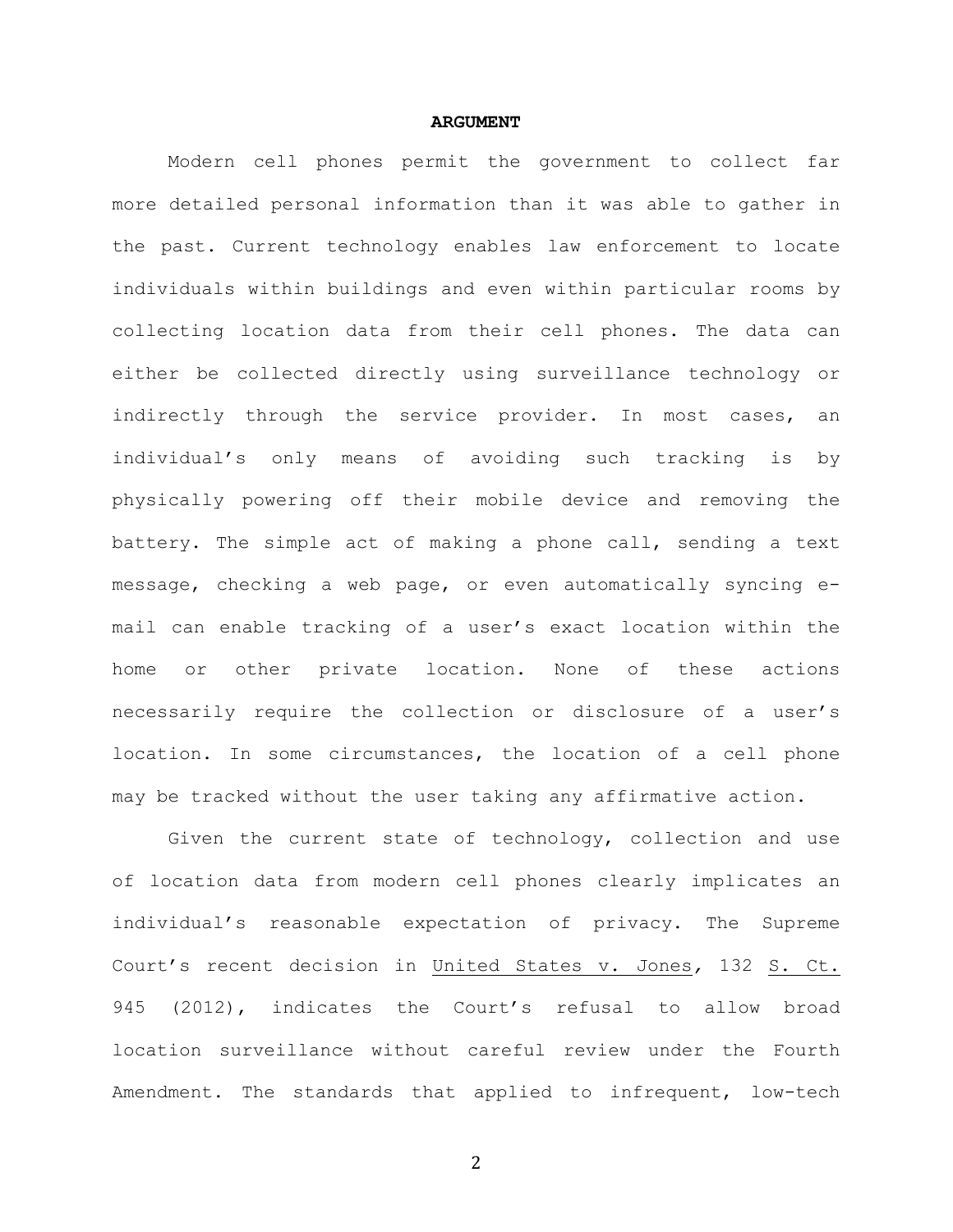## ARGUMENT

Modern cell phones permit the government to collect far more detailed personal information than it was able to gather in the past. Current technology enables law enforcement to locate individuals within buildings and even within particular rooms by collecting location data from their cell phones. The data can either be collected directly using surveillance technology or indirectly through the service provider. In most cases, an individual's only means of avoiding such tracking is by physically powering off their mobile device and removing the battery. The simple act of making a phone call, sending a text message, checking a web page, or even automatically syncing e-mail can enable tracking of a user's exact location within the home or other private location. None of these actions necessarily require the collection or disclosure of a user's location. In some circumstances, the location of a cell phone may be tracked without the user taking any affirmative action.

Given the current state of technology, collection and use of location data from modern cell phones clearly implicates an individual's reasonable expectation of privacy. The Supreme Court's recent decision in United States v. Jones, 132 S. Ct. 945 (2012), indicates the Court's refusal to allow broad location surveillance without careful review under the Fourth Amendment. The standards that applied to infrequent, low-tech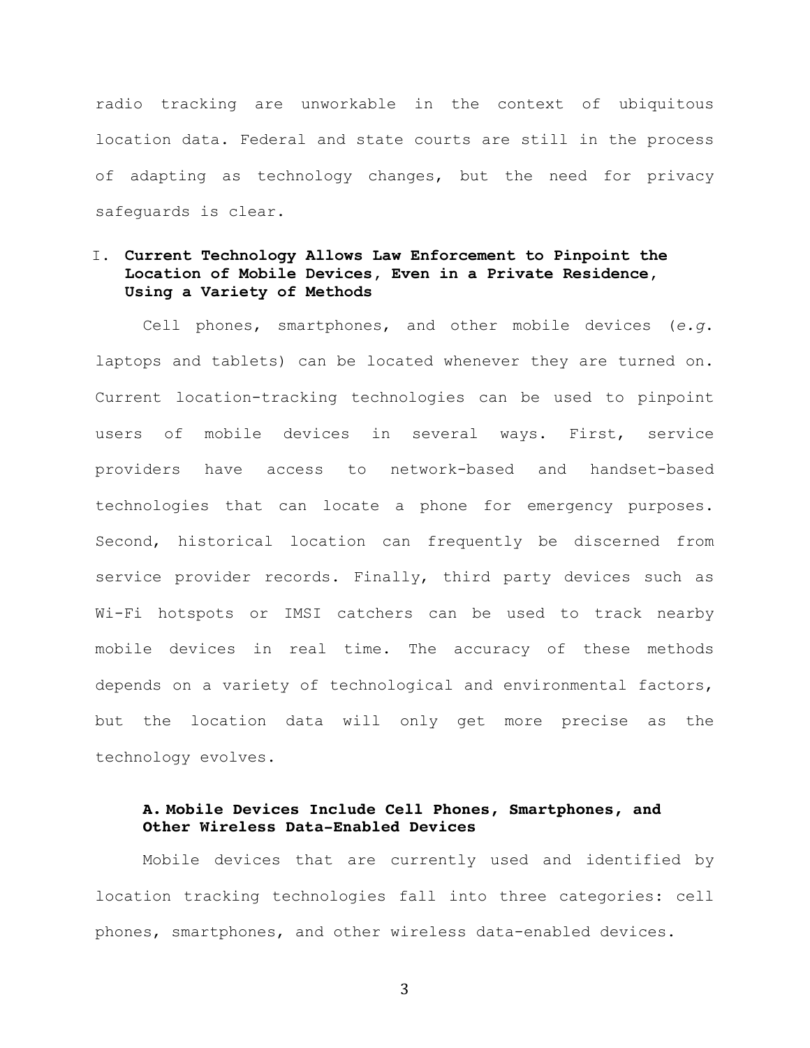radio tracking are unworkable in the context of ubiquitous location data. Federal and state courts are still in the process of adapting as technology changes, but the need for privacy safeguards is clear.

## I. Current Technology Allows Law Enforcement to Pinpoint the Location of Mobile Devices, Even in a Private Residence, Using a Variety of Methods

Cell phones, smartphones, and other mobile devices (*e.g.* laptops and tablets) can be located whenever they are turned on. Current location-tracking technologies can be used to pinpoint users of mobile devices in several ways. First, service providers have access to network-based and handset-based technologies that can locate a phone for emergency purposes. Second, historical location can frequently be discerned from service provider records. Finally, third party devices such as Wi-Fi hotspots or IMSI catchers can be used to track nearby mobile devices in real time. The accuracy of these methods depends on a variety of technological and environmental factors, but the location data will only get more precise as the technology evolves.

### A. Mobile Devices Include Cell Phones, Smartphones, and Other Wireless Data-Enabled Devices

Mobile devices that are currently used and identified by location tracking technologies fall into three categories: cell phones, smartphones, and other wireless data-enabled devices.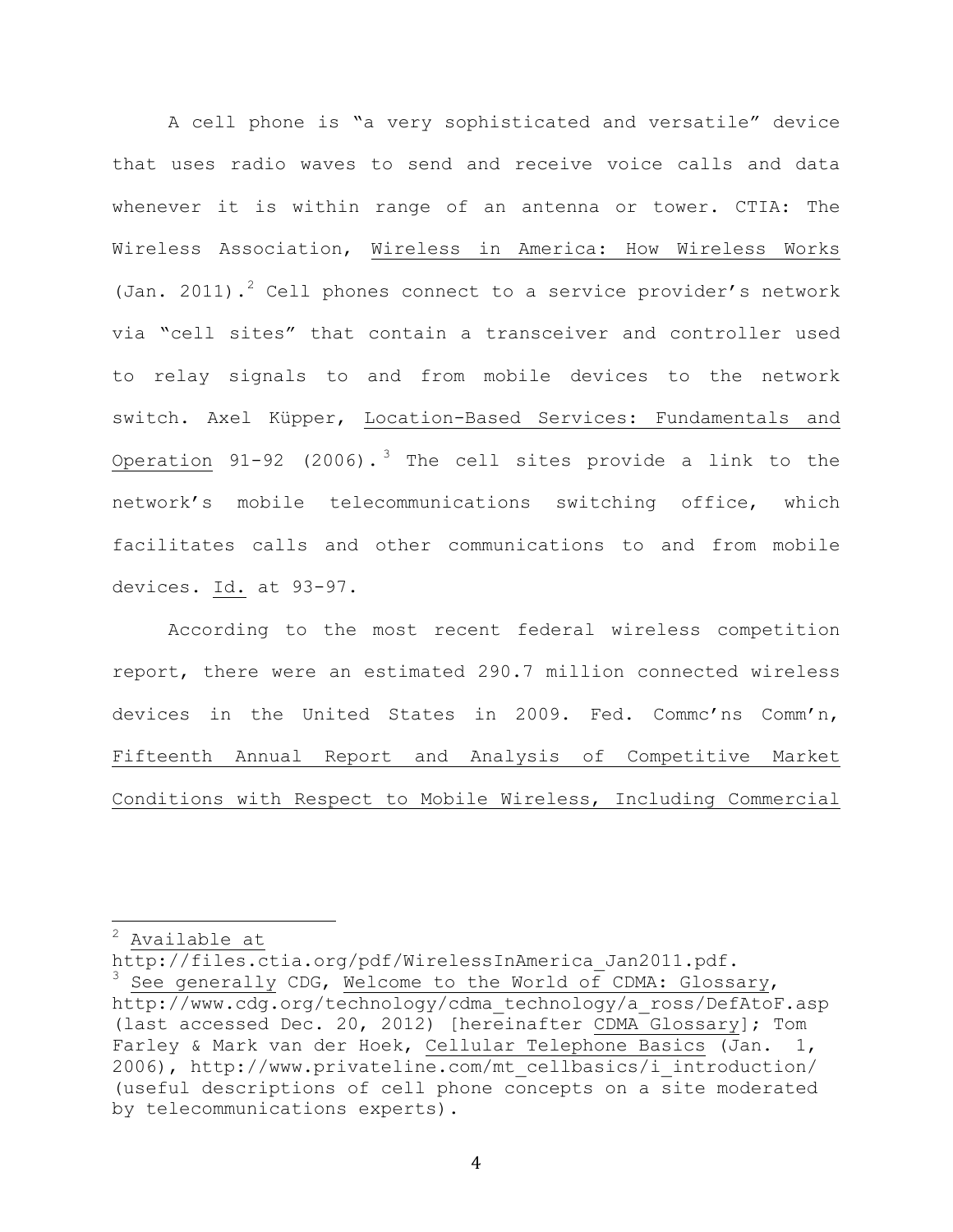A cell phone is "a very sophisticated and versatile" device that uses radio waves to send and receive voice calls and data whenever it is within range of an antenna or tower. CTIA: The Wireless Association, Wireless in America: How Wireless Works (Jan. 2011).[2] Cell phones connect to a service provider's network via "cell sites" that contain a transceiver and controller used to relay signals to and from mobile devices to the network switch. Axel Küpper, Location-Based Services: Fundamentals and Operation 91-92 (2006).[3] The cell sites provide a link to the network's mobile telecommunications switching office, which facilitates calls and other communications to and from mobile devices. Id. at 93-97.

According to the most recent federal wireless competition report, there were an estimated 290.7 million connected wireless devices in the United States in 2009. Fed. Commc'ns Comm'n, Fifteenth Annual Report and Analysis of Competitive Market Conditions with Respect to Mobile Wireless, Including Commercial

---

[2] Available at http://files.ctia.org/pdf/WirelessInAmerica_Jan2011.pdf.

[3] See generally CDG, Welcome to the World of CDMA: Glossary, http://www.cdg.org/technology/cdma_technology/a_ross/DefAtoF.asp (last accessed Dec. 20, 2012) [hereinafter CDMA Glossary]; Tom Farley & Mark van der Hoek, Cellular Telephone Basics (Jan. 1, 2006), http://www.privateline.com/mt_cellbasics/i_introduction/ (useful descriptions of cell phone concepts on a site moderated by telecommunications experts).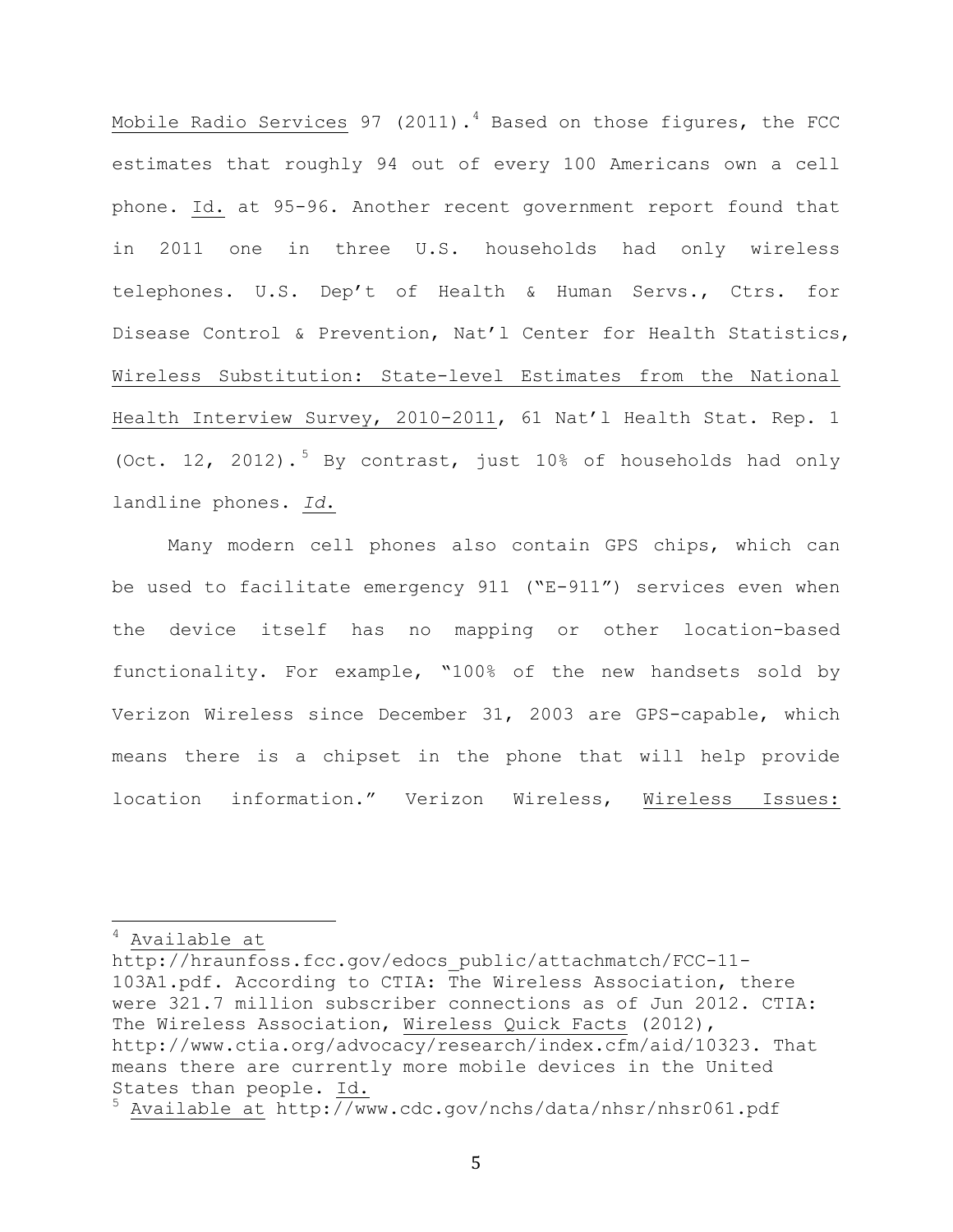Mobile Radio Services 97 (2011).[4] Based on those figures, the FCC estimates that roughly 94 out of every 100 Americans own a cell phone. Id. at 95-96. Another recent government report found that in 2011 one in three U.S. households had only wireless telephones. U.S. Dep't of Health & Human Servs., Ctrs. for Disease Control & Prevention, Nat'l Center for Health Statistics, Wireless Substitution: State-level Estimates from the National Health Interview Survey, 2010-2011, 61 Nat'l Health Stat. Rep. 1 (Oct. 12, 2012).[5] By contrast, just 10% of households had only landline phones. *Id.*

Many modern cell phones also contain GPS chips, which can be used to facilitate emergency 911 ("E-911") services even when the device itself has no mapping or other location-based functionality. For example, "100% of the new handsets sold by Verizon Wireless since December 31, 2003 are GPS-capable, which means there is a chipset in the phone that will help provide location information." Verizon Wireless, Wireless Issues:

---

[4] Available at http://hraunfoss.fcc.gov/edocs_public/attachmatch/FCC-11-103A1.pdf. According to CTIA: The Wireless Association, there were 321.7 million subscriber connections as of Jun 2012. CTIA: The Wireless Association, Wireless Quick Facts (2012), http://www.ctia.org/advocacy/research/index.cfm/aid/10323. That means there are currently more mobile devices in the United States than people. Id.

[5] Available at http://www.cdc.gov/nchs/data/nhsr/nhsr061.pdf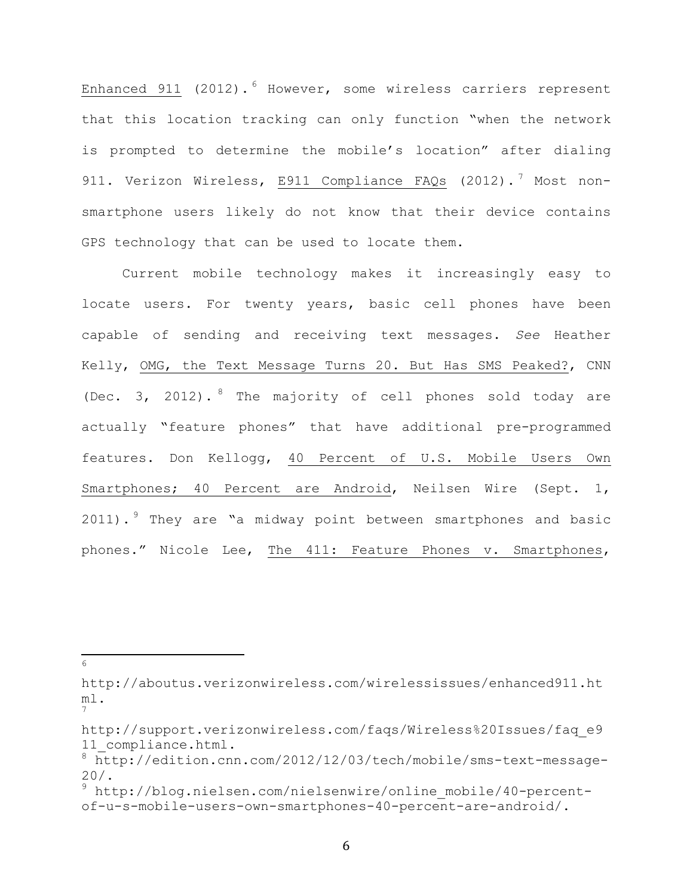Enhanced 911 (2012).[6] However, some wireless carriers represent that this location tracking can only function "when the network is prompted to determine the mobile's location" after dialing 911. Verizon Wireless, E911 Compliance FAQs (2012).[7] Most non-smartphone users likely do not know that their device contains GPS technology that can be used to locate them.

Current mobile technology makes it increasingly easy to locate users. For twenty years, basic cell phones have been capable of sending and receiving text messages. *See* Heather Kelly, OMG, the Text Message Turns 20. But Has SMS Peaked?, CNN (Dec. 3, 2012).[8] The majority of cell phones sold today are actually "feature phones" that have additional pre-programmed features. Don Kellogg, 40 Percent of U.S. Mobile Users Own Smartphones; 40 Percent are Android, Neilsen Wire (Sept. 1, 2011).[9] They are "a midway point between smartphones and basic phones." Nicole Lee, The 411: Feature Phones v. Smartphones,

---

[6] http://aboutus.verizonwireless.com/wirelessissues/enhanced911.html.

[7] http://support.verizonwireless.com/faqs/Wireless%20Issues/faq_e911_compliance.html.

[8] http://edition.cnn.com/2012/12/03/tech/mobile/sms-text-message-20/.

[9] http://blog.nielsen.com/nielsenwire/online_mobile/40-percent-of-u-s-mobile-users-own-smartphones-40-percent-are-android/.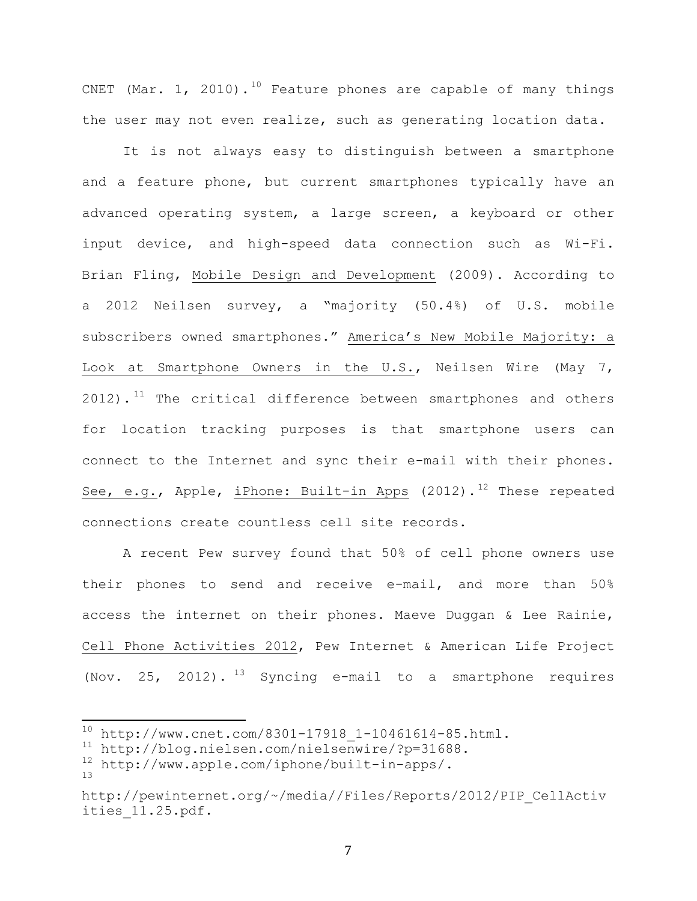CNET (Mar. 1, 2010).[10] Feature phones are capable of many things the user may not even realize, such as generating location data.

It is not always easy to distinguish between a smartphone and a feature phone, but current smartphones typically have an advanced operating system, a large screen, a keyboard or other input device, and high-speed data connection such as Wi-Fi. Brian Fling, Mobile Design and Development (2009). According to a 2012 Neilsen survey, a "majority (50.4%) of U.S. mobile subscribers owned smartphones." America's New Mobile Majority: a Look at Smartphone Owners in the U.S., Neilsen Wire (May 7, 2012).[11] The critical difference between smartphones and others for location tracking purposes is that smartphone users can connect to the Internet and sync their e-mail with their phones. See, e.g., Apple, iPhone: Built-in Apps (2012).[12] These repeated connections create countless cell site records.

A recent Pew survey found that 50% of cell phone owners use their phones to send and receive e-mail, and more than 50% access the internet on their phones. Maeve Duggan & Lee Rainie, Cell Phone Activities 2012, Pew Internet & American Life Project (Nov. 25, 2012).[13] Syncing e-mail to a smartphone requires

---

[10] http://www.cnet.com/8301-17918_1-10461614-85.html.

[11] http://blog.nielsen.com/nielsenwire/?p=31688.

[12] http://www.apple.com/iphone/built-in-apps/.

[13] http://pewinternet.org/~/media//Files/Reports/2012/PIP_CellActivities_11.25.pdf.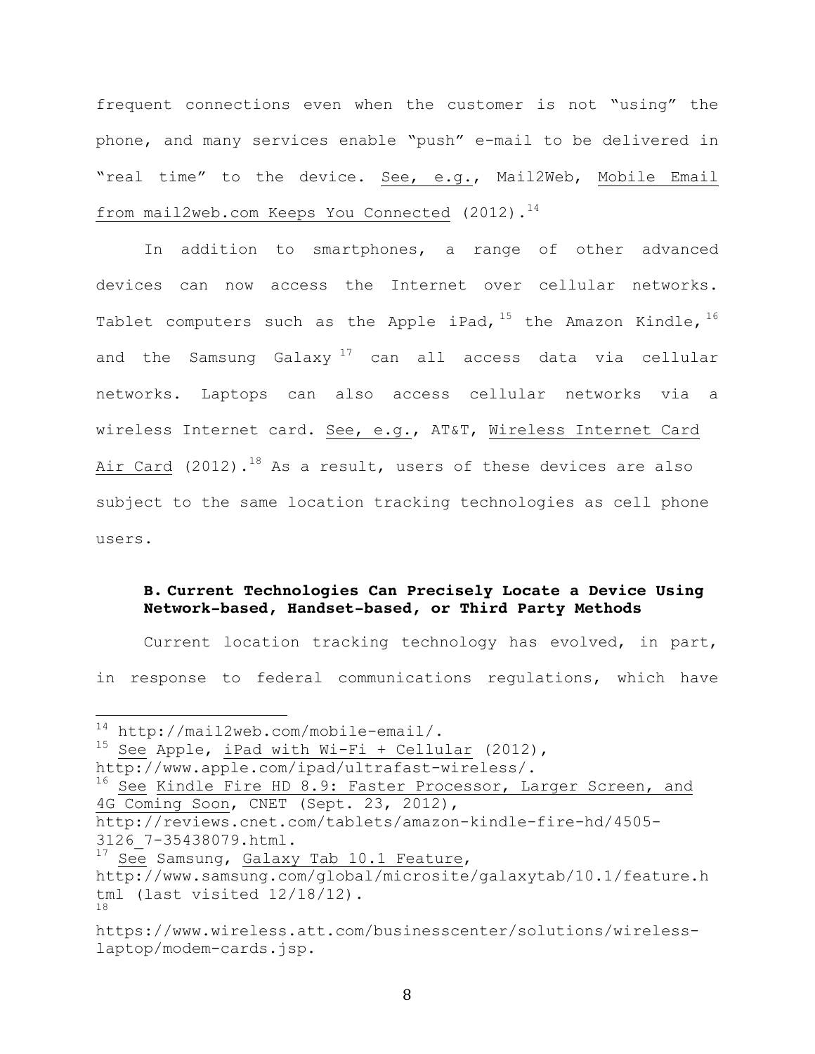frequent connections even when the customer is not "using" the phone, and many services enable "push" e-mail to be delivered in "real time" to the device. See, e.g., Mail2Web, Mobile Email from mail2web.com Keeps You Connected (2012).[14]

In addition to smartphones, a range of other advanced devices can now access the Internet over cellular networks. Tablet computers such as the Apple iPad,[15] the Amazon Kindle,[16] and the Samsung Galaxy[17] can all access data via cellular networks. Laptops can also access cellular networks via a wireless Internet card. See, e.g., AT&T, Wireless Internet Card Air Card (2012).[18] As a result, users of these devices are also subject to the same location tracking technologies as cell phone users.

### B. Current Technologies Can Precisely Locate a Device Using Network-based, Handset-based, or Third Party Methods

Current location tracking technology has evolved, in part, in response to federal communications regulations, which have

---

[14] http://mail2web.com/mobile-email/.

[15] See Apple, iPad with Wi-Fi + Cellular (2012), http://www.apple.com/ipad/ultrafast-wireless/.

[16] See Kindle Fire HD 8.9: Faster Processor, Larger Screen, and 4G Coming Soon, CNET (Sept. 23, 2012), http://reviews.cnet.com/tablets/amazon-kindle-fire-hd/4505-3126_7-35438079.html.

[17] See Samsung, Galaxy Tab 10.1 Feature, http://www.samsung.com/global/microsite/galaxytab/10.1/feature.html (last visited 12/18/12).

[18] https://www.wireless.att.com/businesscenter/solutions/wireless-laptop/modem-cards.jsp.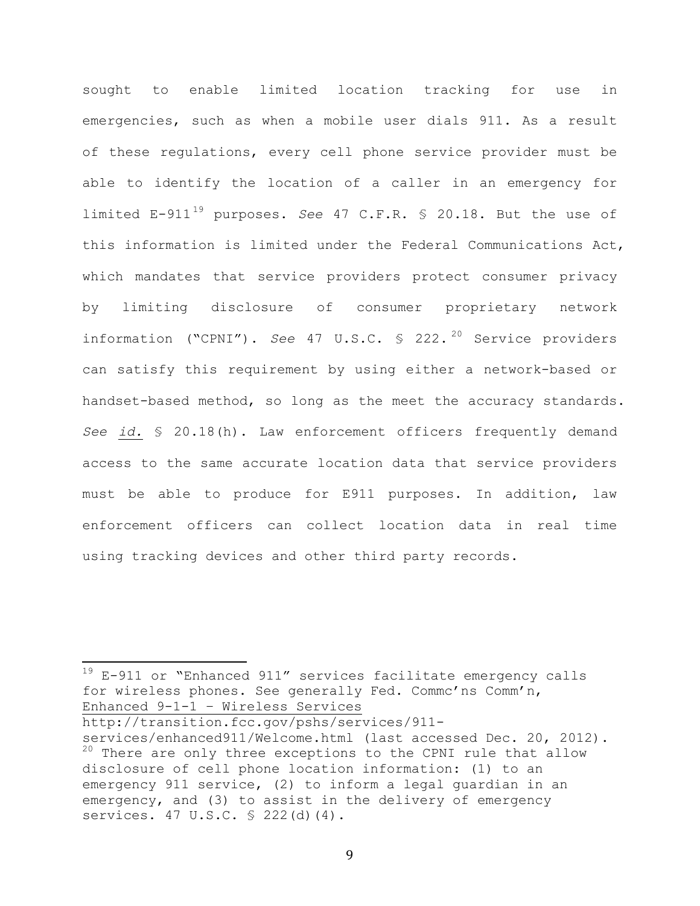sought to enable limited location tracking for use in emergencies, such as when a mobile user dials 911. As a result of these regulations, every cell phone service provider must be able to identify the location of a caller in an emergency for limited E-911[19] purposes. *See* 47 C.F.R. § 20.18. But the use of this information is limited under the Federal Communications Act, which mandates that service providers protect consumer privacy by limiting disclosure of consumer proprietary network information ("CPNI"). *See* 47 U.S.C. § 222.[20] Service providers can satisfy this requirement by using either a network-based or handset-based method, so long as the meet the accuracy standards. *See id.* § 20.18(h). Law enforcement officers frequently demand access to the same accurate location data that service providers must be able to produce for E911 purposes. In addition, law enforcement officers can collect location data in real time using tracking devices and other third party records.

---

[19] E-911 or "Enhanced 911" services facilitate emergency calls for wireless phones. See generally Fed. Commc'ns Comm'n, Enhanced 9-1-1 – Wireless Services http://transition.fcc.gov/pshs/services/911-services/enhanced911/Welcome.html (last accessed Dec. 20, 2012).

[20] There are only three exceptions to the CPNI rule that allow disclosure of cell phone location information: (1) to an emergency 911 service, (2) to inform a legal guardian in an emergency, and (3) to assist in the delivery of emergency services. 47 U.S.C. § 222(d)(4).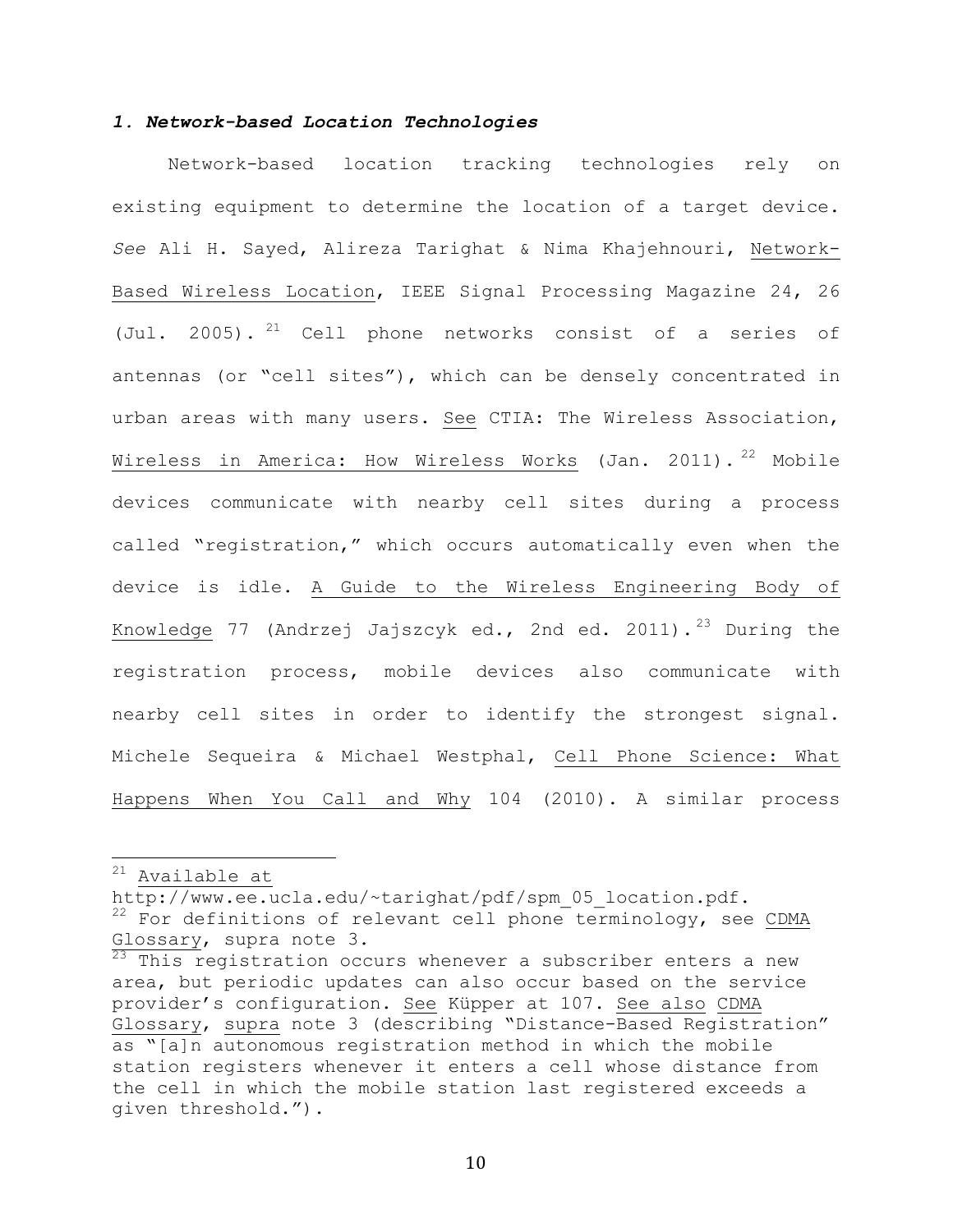### *1. Network-based Location Technologies*

Network-based location tracking technologies rely on existing equipment to determine the location of a target device. *See* Ali H. Sayed, Alireza Tarighat & Nima Khajehnouri, Network-Based Wireless Location, IEEE Signal Processing Magazine 24, 26 (Jul. 2005).[21] Cell phone networks consist of a series of antennas (or "cell sites"), which can be densely concentrated in urban areas with many users. See CTIA: The Wireless Association, Wireless in America: How Wireless Works (Jan. 2011).[22] Mobile devices communicate with nearby cell sites during a process called "registration," which occurs automatically even when the device is idle. A Guide to the Wireless Engineering Body of Knowledge 77 (Andrzej Jajszcyk ed., 2nd ed. 2011).[23] During the registration process, mobile devices also communicate with nearby cell sites in order to identify the strongest signal. Michele Sequeira & Michael Westphal, Cell Phone Science: What Happens When You Call and Why 104 (2010). A similar process

---

[21] Available at http://www.ee.ucla.edu/~tarighat/pdf/spm_05_location.pdf.

[22] For definitions of relevant cell phone terminology, see CDMA Glossary, supra note 3.

[23] This registration occurs whenever a subscriber enters a new area, but periodic updates can also occur based on the service provider's configuration. See Küpper at 107. See also CDMA Glossary, supra note 3 (describing "Distance-Based Registration" as "[a]n autonomous registration method in which the mobile station registers whenever it enters a cell whose distance from the cell in which the mobile station last registered exceeds a given threshold.").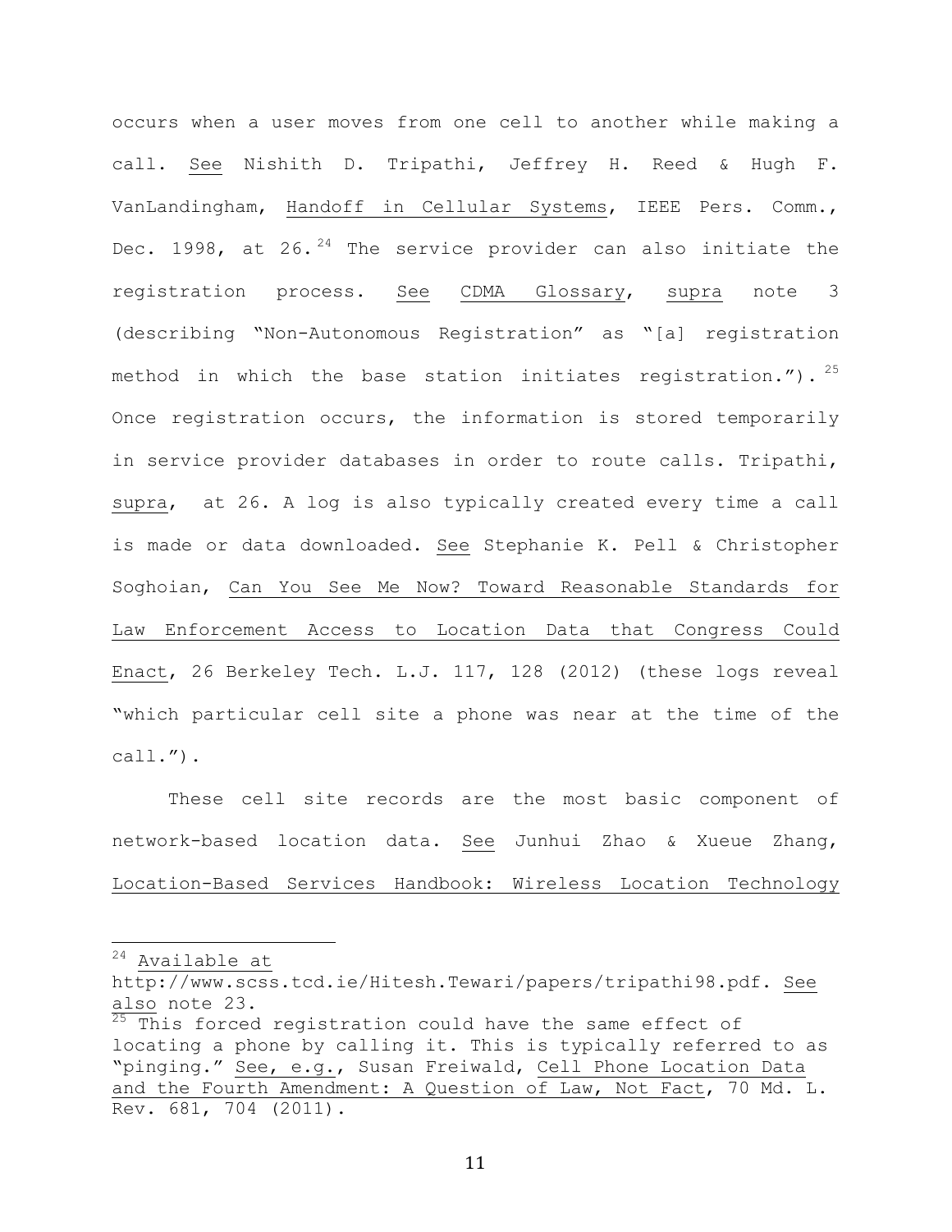occurs when a user moves from one cell to another while making a call. See Nishith D. Tripathi, Jeffrey H. Reed & Hugh F. VanLandingham, Handoff in Cellular Systems, IEEE Pers. Comm., Dec. 1998, at 26.[24] The service provider can also initiate the registration process. See CDMA Glossary, supra note 3 (describing "Non-Autonomous Registration" as "[a] registration method in which the base station initiates registration.").[25] Once registration occurs, the information is stored temporarily in service provider databases in order to route calls. Tripathi, supra, at 26. A log is also typically created every time a call is made or data downloaded. See Stephanie K. Pell & Christopher Soghoian, Can You See Me Now? Toward Reasonable Standards for Law Enforcement Access to Location Data that Congress Could Enact, 26 Berkeley Tech. L.J. 117, 128 (2012) (these logs reveal "which particular cell site a phone was near at the time of the call.").

These cell site records are the most basic component of network-based location data. See Junhui Zhao & Xueue Zhang, Location-Based Services Handbook: Wireless Location Technology

---

[24] Available at http://www.scss.tcd.ie/Hitesh.Tewari/papers/tripathi98.pdf. See also note 23.

[25] This forced registration could have the same effect of locating a phone by calling it. This is typically referred to as "pinging." See, e.g., Susan Freiwald, Cell Phone Location Data and the Fourth Amendment: A Question of Law, Not Fact, 70 Md. L. Rev. 681, 704 (2011).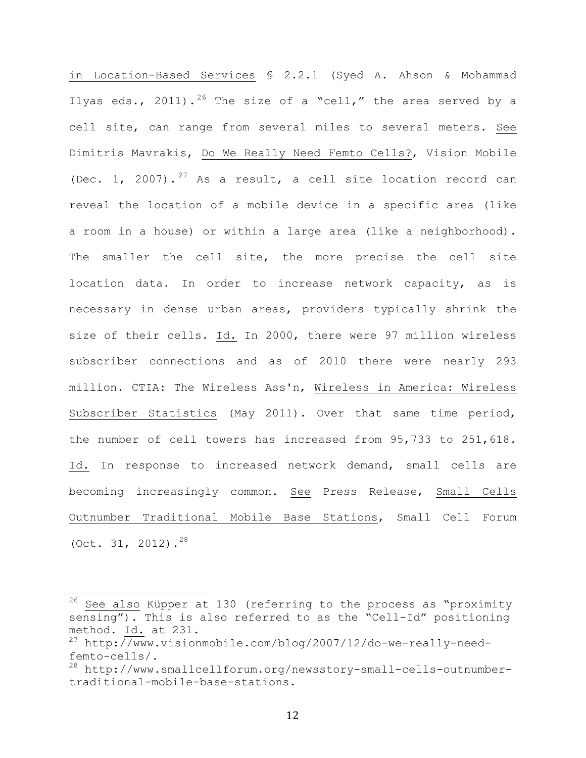in Location-Based Services § 2.2.1 (Syed A. Ahson & Mohammad Ilyas eds., 2011).[26] The size of a "cell," the area served by a cell site, can range from several miles to several meters. See Dimitris Mavrakis, Do We Really Need Femto Cells?, Vision Mobile (Dec. 1, 2007).[27] As a result, a cell site location record can reveal the location of a mobile device in a specific area (like a room in a house) or within a large area (like a neighborhood). The smaller the cell site, the more precise the cell site location data. In order to increase network capacity, as is necessary in dense urban areas, providers typically shrink the size of their cells. Id. In 2000, there were 97 million wireless subscriber connections and as of 2010 there were nearly 293 million. CTIA: The Wireless Ass'n, Wireless in America: Wireless Subscriber Statistics (May 2011). Over that same time period, the number of cell towers has increased from 95,733 to 251,618. Id. In response to increased network demand, small cells are becoming increasingly common. See Press Release, Small Cells Outnumber Traditional Mobile Base Stations, Small Cell Forum (Oct. 31, 2012).[28]

---

[26] See also Küpper at 130 (referring to the process as "proximity sensing"). This is also referred to as the "Cell-Id" positioning method. Id. at 231.

[27] http://www.visionmobile.com/blog/2007/12/do-we-really-need-femto-cells/.

[28] http://www.smallcellforum.org/newsstory-small-cells-outnumber-traditional-mobile-base-stations.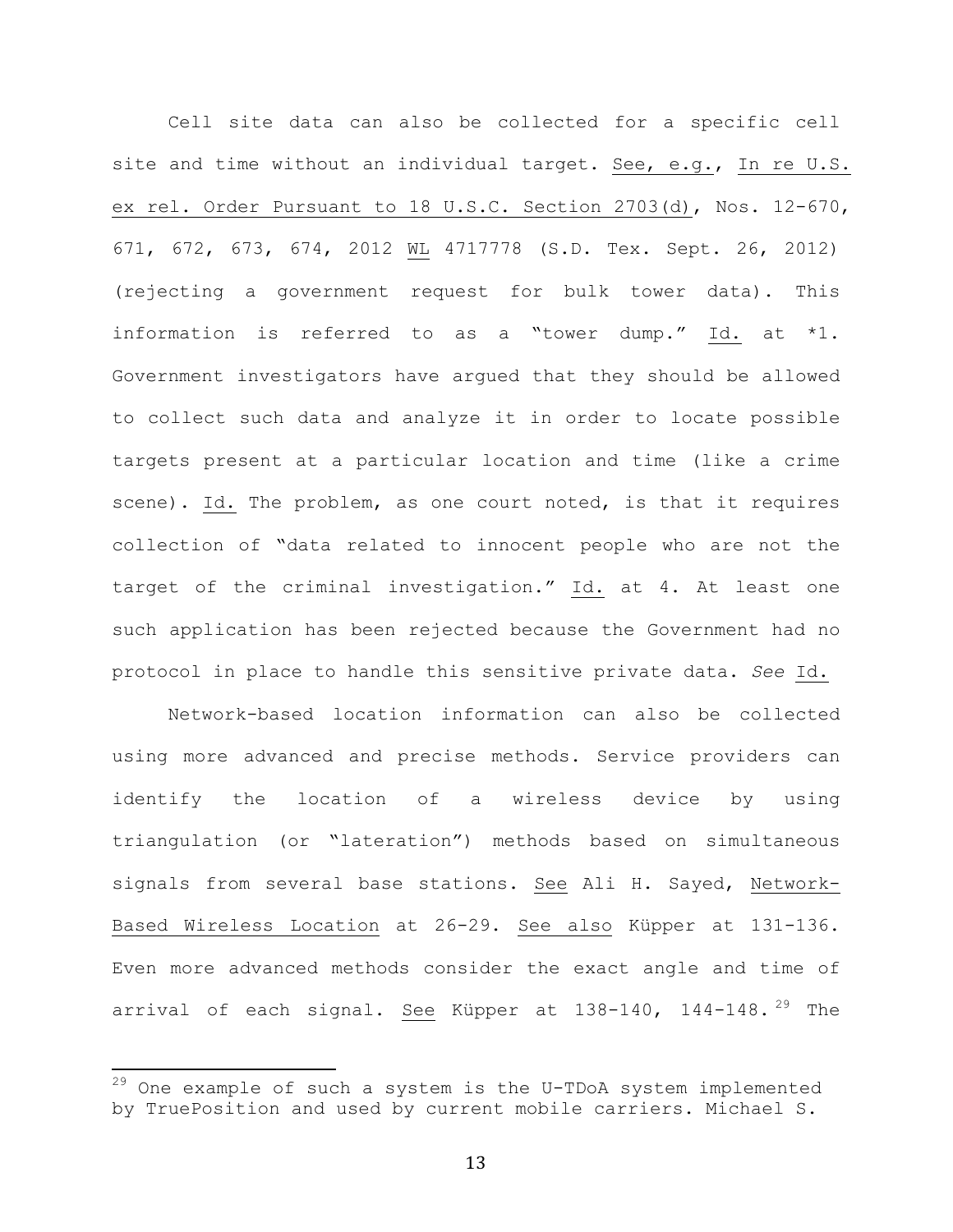Cell site data can also be collected for a specific cell site and time without an individual target. See, e.g., In re U.S. ex rel. Order Pursuant to 18 U.S.C. Section 2703(d), Nos. 12-670, 671, 672, 673, 674, 2012 WL 4717778 (S.D. Tex. Sept. 26, 2012) (rejecting a government request for bulk tower data). This information is referred to as a "tower dump." Id. at *1. Government investigators have argued that they should be allowed to collect such data and analyze it in order to locate possible targets present at a particular location and time (like a crime scene). Id. The problem, as one court noted, is that it requires collection of "data related to innocent people who are not the target of the criminal investigation." Id. at 4. At least one such application has been rejected because the Government had no protocol in place to handle this sensitive private data. *See* Id.

Network-based location information can also be collected using more advanced and precise methods. Service providers can identify the location of a wireless device by using triangulation (or "lateration") methods based on simultaneous signals from several base stations. See Ali H. Sayed, Network-Based Wireless Location at 26-29. See also Küpper at 131-136. Even more advanced methods consider the exact angle and time of arrival of each signal. See Küpper at 138-140, 144-148.[29] The

[29] One example of such a system is the U-TDoA system implemented by TruePosition and used by current mobile carriers. Michael S.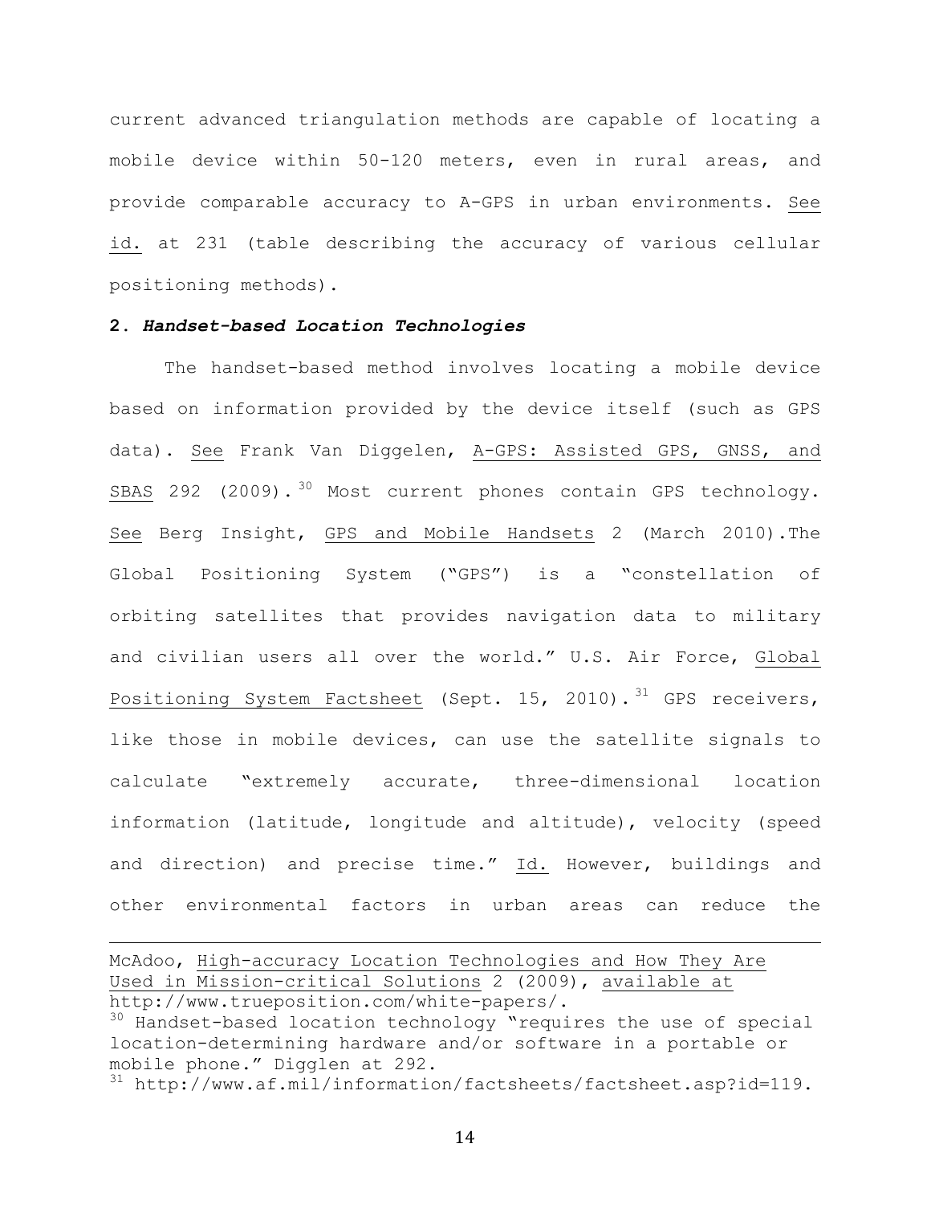current advanced triangulation methods are capable of locating a mobile device within 50-120 meters, even in rural areas, and provide comparable accuracy to A-GPS in urban environments. See id. at 231 (table describing the accuracy of various cellular positioning methods).

**2. *Handset-based Location Technologies***

The handset-based method involves locating a mobile device based on information provided by the device itself (such as GPS data). See Frank Van Diggelen, A-GPS: Assisted GPS, GNSS, and SBAS 292 (2009).[30] Most current phones contain GPS technology. See Berg Insight, GPS and Mobile Handsets 2 (March 2010).The Global Positioning System ("GPS") is a "constellation of orbiting satellites that provides navigation data to military and civilian users all over the world." U.S. Air Force, Global Positioning System Factsheet (Sept. 15, 2010).[31] GPS receivers, like those in mobile devices, can use the satellite signals to calculate "extremely accurate, three-dimensional location information (latitude, longitude and altitude), velocity (speed and direction) and precise time." Id. However, buildings and other environmental factors in urban areas can reduce the

---

McAdoo, High-accuracy Location Technologies and How They Are Used in Mission-critical Solutions 2 (2009), available at http://www.trueposition.com/white-papers/.

[30] Handset-based location technology "requires the use of special location-determining hardware and/or software in a portable or mobile phone." Digglen at 292.

[31] http://www.af.mil/information/factsheets/factsheet.asp?id=119.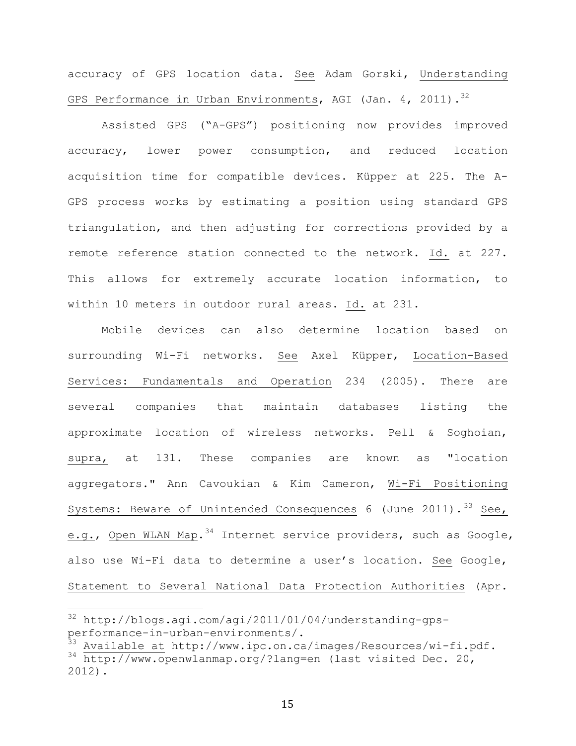accuracy of GPS location data. See Adam Gorski, Understanding GPS Performance in Urban Environments, AGI (Jan. 4, 2011).[32]

Assisted GPS ("A-GPS") positioning now provides improved accuracy, lower power consumption, and reduced location acquisition time for compatible devices. Küpper at 225. The A-GPS process works by estimating a position using standard GPS triangulation, and then adjusting for corrections provided by a remote reference station connected to the network. Id. at 227. This allows for extremely accurate location information, to within 10 meters in outdoor rural areas. Id. at 231.

Mobile devices can also determine location based on surrounding Wi-Fi networks. See Axel Küpper, Location-Based Services: Fundamentals and Operation 234 (2005). There are several companies that maintain databases listing the approximate location of wireless networks. Pell & Soghoian, supra, at 131. These companies are known as "location aggregators." Ann Cavoukian & Kim Cameron, Wi-Fi Positioning Systems: Beware of Unintended Consequences 6 (June 2011).[33] See, e.g., Open WLAN Map.[34] Internet service providers, such as Google, also use Wi-Fi data to determine a user's location. See Google, Statement to Several National Data Protection Authorities (Apr.

---

[32] http://blogs.agi.com/agi/2011/01/04/understanding-gps-performance-in-urban-environments/.

[33] Available at http://www.ipc.on.ca/images/Resources/wi-fi.pdf.

[34] http://www.openwlanmap.org/?lang=en (last visited Dec. 20, 2012).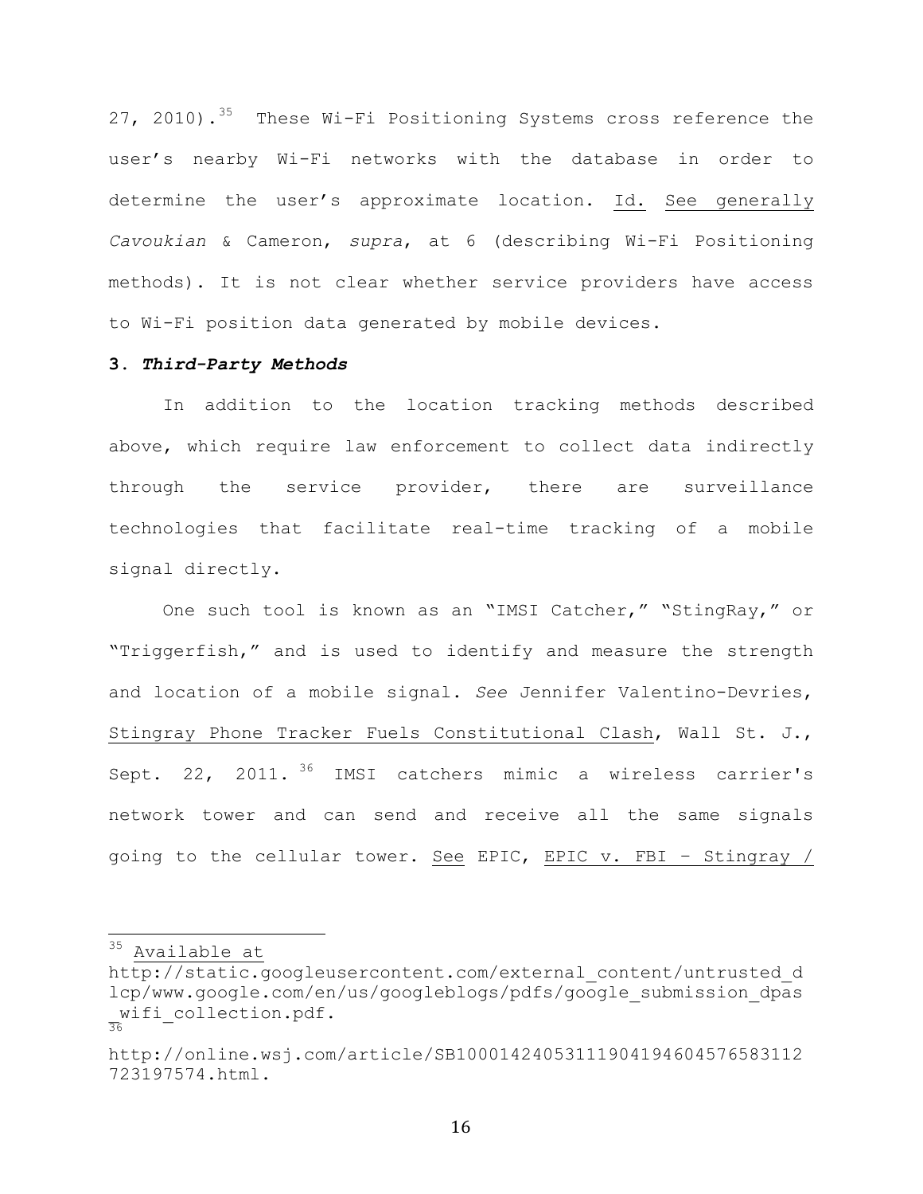27, 2010).[35] These Wi-Fi Positioning Systems cross reference the user's nearby Wi-Fi networks with the database in order to determine the user's approximate location. Id. See generally *Cavoukian* & Cameron, *supra*, at 6 (describing Wi-Fi Positioning methods). It is not clear whether service providers have access to Wi-Fi position data generated by mobile devices.

### 3. ***Third-Party Methods***

In addition to the location tracking methods described above, which require law enforcement to collect data indirectly through the service provider, there are surveillance technologies that facilitate real-time tracking of a mobile signal directly.

One such tool is known as an "IMSI Catcher," "StingRay," or "Triggerfish," and is used to identify and measure the strength and location of a mobile signal. *See* Jennifer Valentino-Devries, Stingray Phone Tracker Fuels Constitutional Clash, Wall St. J., Sept. 22, 2011.[36] IMSI catchers mimic a wireless carrier's network tower and can send and receive all the same signals going to the cellular tower. See EPIC, EPIC v. FBI – Stingray /

---

[35] Available at http://static.googleusercontent.com/external_content/untrusted_dlcp/www.google.com/en/us/googleblogs/pdfs/google_submission_dpas_wifi_collection.pdf.

[36] http://online.wsj.com/article/SB10001424053111904194604576583112723197574.html.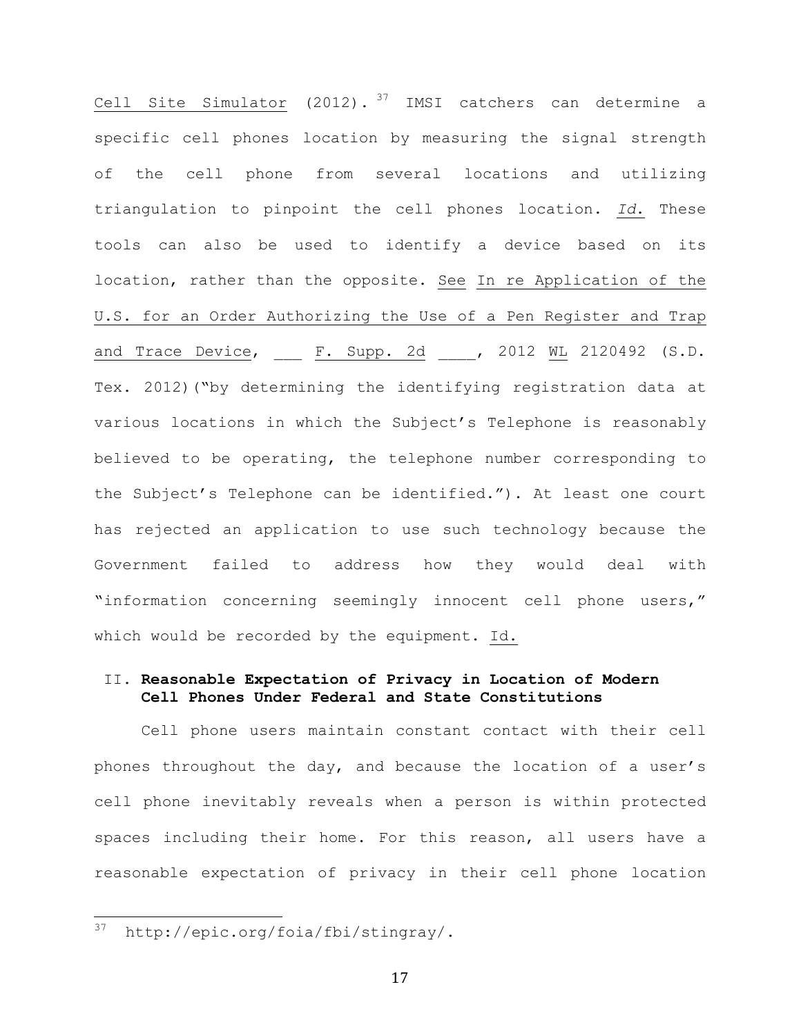Cell Site Simulator (2012).[37] IMSI catchers can determine a specific cell phones location by measuring the signal strength of the cell phone from several locations and utilizing triangulation to pinpoint the cell phones location. *Id.* These tools can also be used to identify a device based on its location, rather than the opposite. See In re Application of the U.S. for an Order Authorizing the Use of a Pen Register and Trap and Trace Device, ___ F. Supp. 2d ____, 2012 WL 2120492 (S.D. Tex. 2012)("by determining the identifying registration data at various locations in which the Subject's Telephone is reasonably believed to be operating, the telephone number corresponding to the Subject's Telephone can be identified."). At least one court has rejected an application to use such technology because the Government failed to address how they would deal with "information concerning seemingly innocent cell phone users," which would be recorded by the equipment. Id.

## II. Reasonable Expectation of Privacy in Location of Modern Cell Phones Under Federal and State Constitutions

Cell phone users maintain constant contact with their cell phones throughout the day, and because the location of a user's cell phone inevitably reveals when a person is within protected spaces including their home. For this reason, all users have a reasonable expectation of privacy in their cell phone location

---

[37] http://epic.org/foia/fbi/stingray/.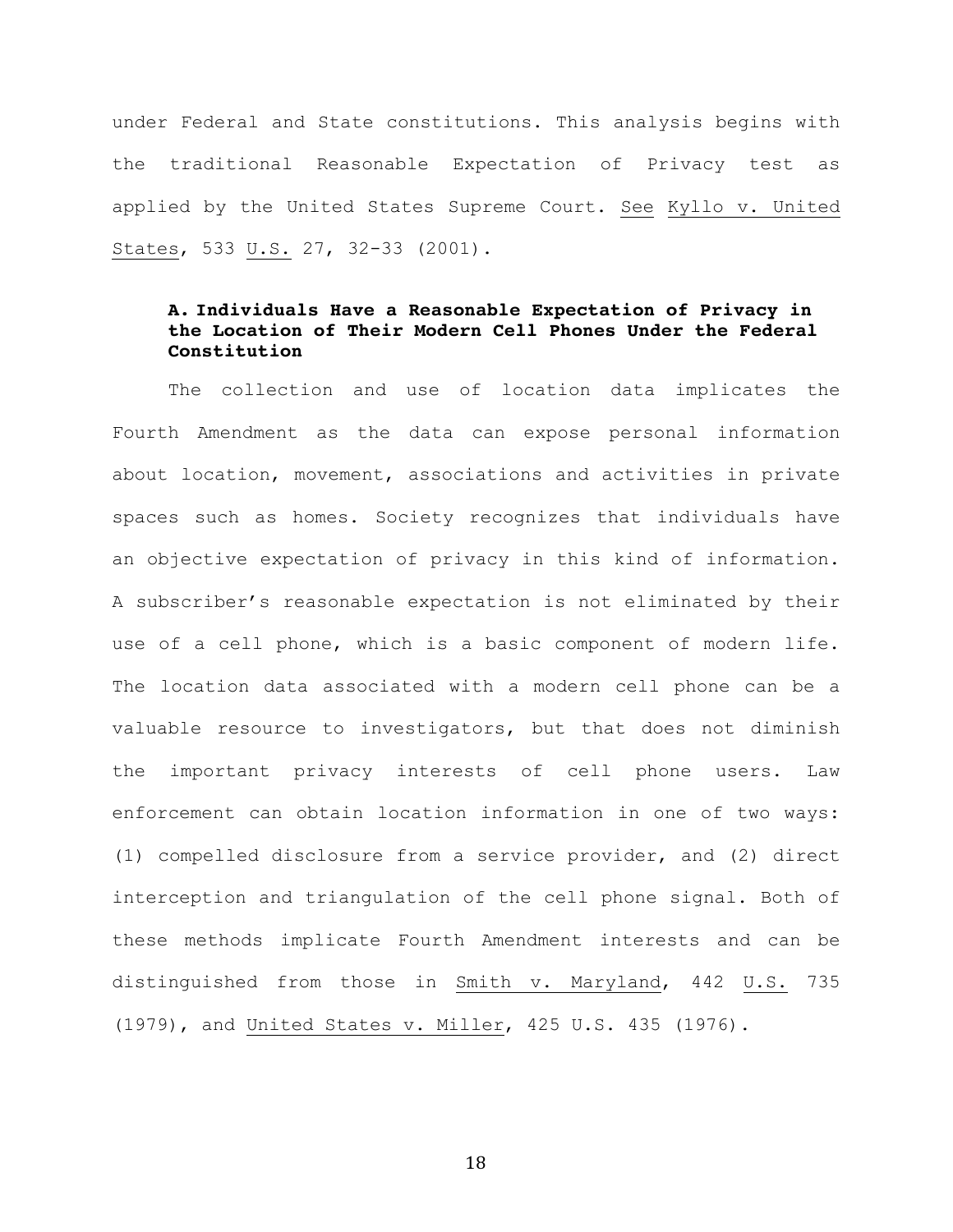under Federal and State constitutions. This analysis begins with the traditional Reasonable Expectation of Privacy test as applied by the United States Supreme Court. See Kyllo v. United States, 533 U.S. 27, 32-33 (2001).

### A. Individuals Have a Reasonable Expectation of Privacy in the Location of Their Modern Cell Phones Under the Federal Constitution

The collection and use of location data implicates the Fourth Amendment as the data can expose personal information about location, movement, associations and activities in private spaces such as homes. Society recognizes that individuals have an objective expectation of privacy in this kind of information. A subscriber's reasonable expectation is not eliminated by their use of a cell phone, which is a basic component of modern life. The location data associated with a modern cell phone can be a valuable resource to investigators, but that does not diminish the important privacy interests of cell phone users. Law enforcement can obtain location information in one of two ways: (1) compelled disclosure from a service provider, and (2) direct interception and triangulation of the cell phone signal. Both of these methods implicate Fourth Amendment interests and can be distinguished from those in Smith v. Maryland, 442 U.S. 735 (1979), and United States v. Miller, 425 U.S. 435 (1976).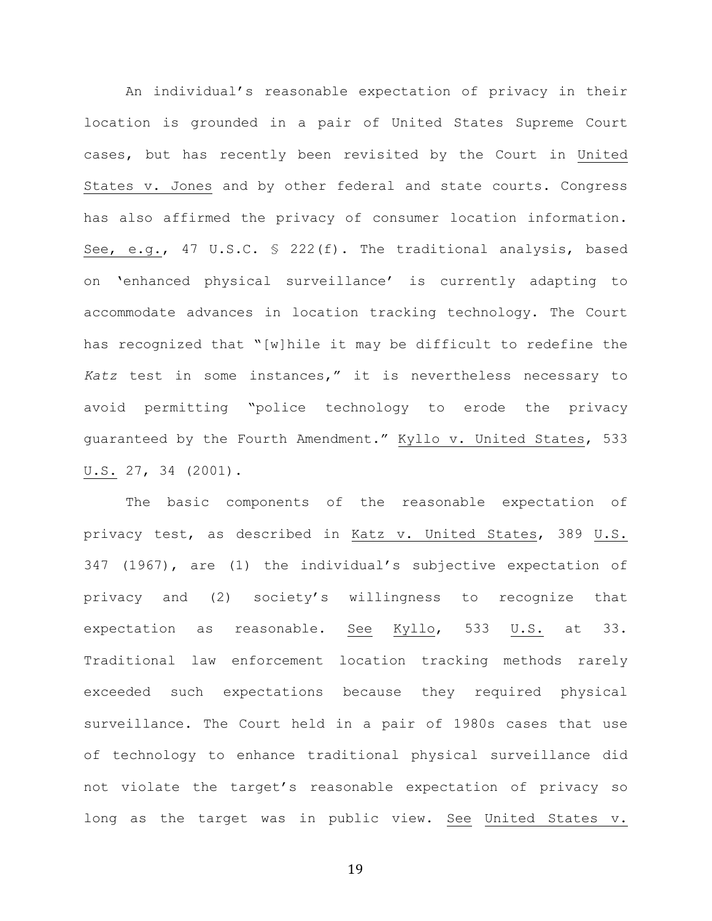An individual's reasonable expectation of privacy in their location is grounded in a pair of United States Supreme Court cases, but has recently been revisited by the Court in United States v. Jones and by other federal and state courts. Congress has also affirmed the privacy of consumer location information. See, e.g., 47 U.S.C. § 222(f). The traditional analysis, based on 'enhanced physical surveillance' is currently adapting to accommodate advances in location tracking technology. The Court has recognized that "[w]hile it may be difficult to redefine the *Katz* test in some instances," it is nevertheless necessary to avoid permitting "police technology to erode the privacy guaranteed by the Fourth Amendment." Kyllo v. United States, 533 U.S. 27, 34 (2001).

The basic components of the reasonable expectation of privacy test, as described in Katz v. United States, 389 U.S. 347 (1967), are (1) the individual's subjective expectation of privacy and (2) society's willingness to recognize that expectation as reasonable. See Kyllo, 533 U.S. at 33. Traditional law enforcement location tracking methods rarely exceeded such expectations because they required physical surveillance. The Court held in a pair of 1980s cases that use of technology to enhance traditional physical surveillance did not violate the target's reasonable expectation of privacy so long as the target was in public view. See United States v.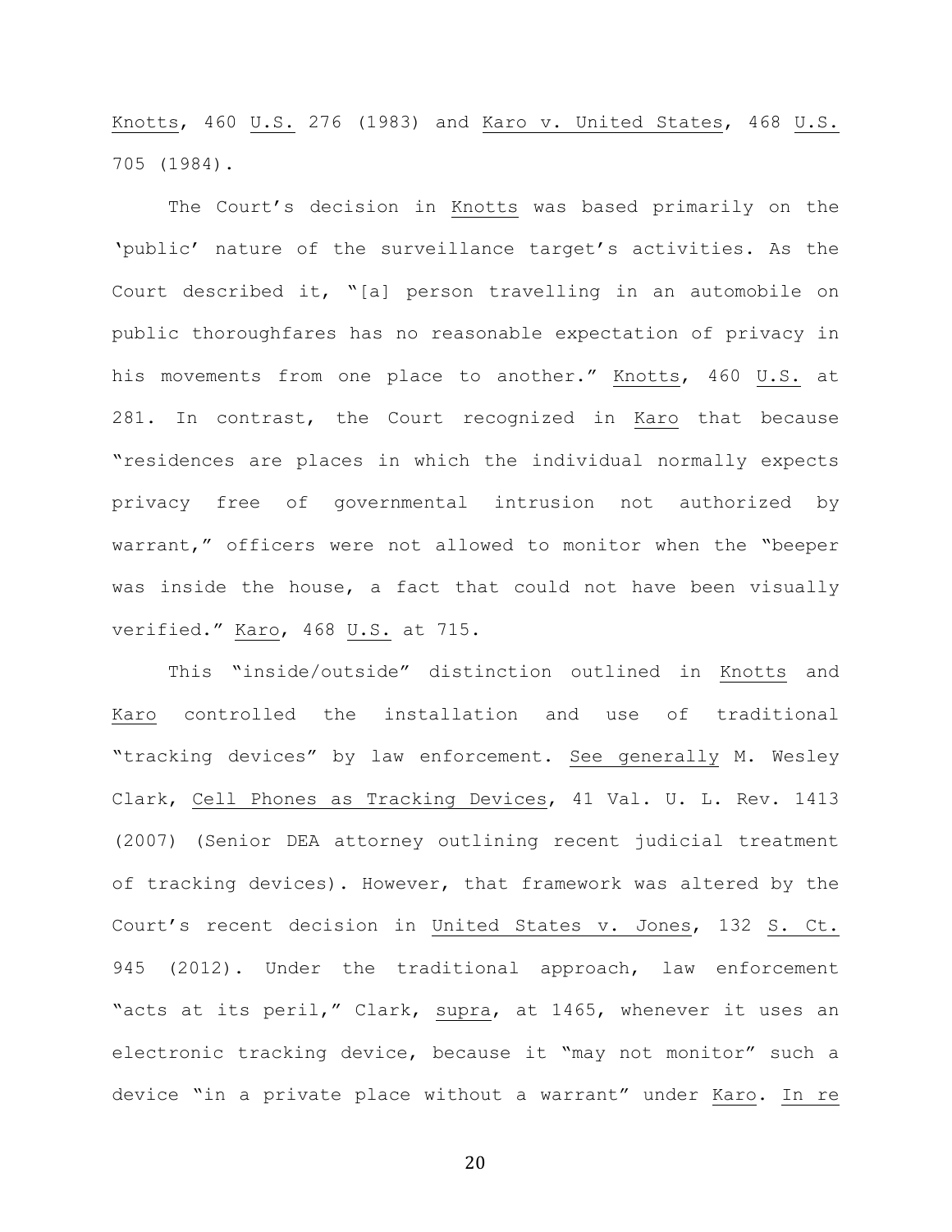Knotts, 460 U.S. 276 (1983) and Karo v. United States, 468 U.S. 705 (1984).

The Court's decision in Knotts was based primarily on the 'public' nature of the surveillance target's activities. As the Court described it, "[a] person travelling in an automobile on public thoroughfares has no reasonable expectation of privacy in his movements from one place to another." Knotts, 460 U.S. at 281. In contrast, the Court recognized in Karo that because "residences are places in which the individual normally expects privacy free of governmental intrusion not authorized by warrant," officers were not allowed to monitor when the "beeper was inside the house, a fact that could not have been visually verified." Karo, 468 U.S. at 715.

This "inside/outside" distinction outlined in Knotts and Karo controlled the installation and use of traditional "tracking devices" by law enforcement. See generally M. Wesley Clark, Cell Phones as Tracking Devices, 41 Val. U. L. Rev. 1413 (2007) (Senior DEA attorney outlining recent judicial treatment of tracking devices). However, that framework was altered by the Court's recent decision in United States v. Jones, 132 S. Ct. 945 (2012). Under the traditional approach, law enforcement "acts at its peril," Clark, supra, at 1465, whenever it uses an electronic tracking device, because it "may not monitor" such a device "in a private place without a warrant" under Karo. In re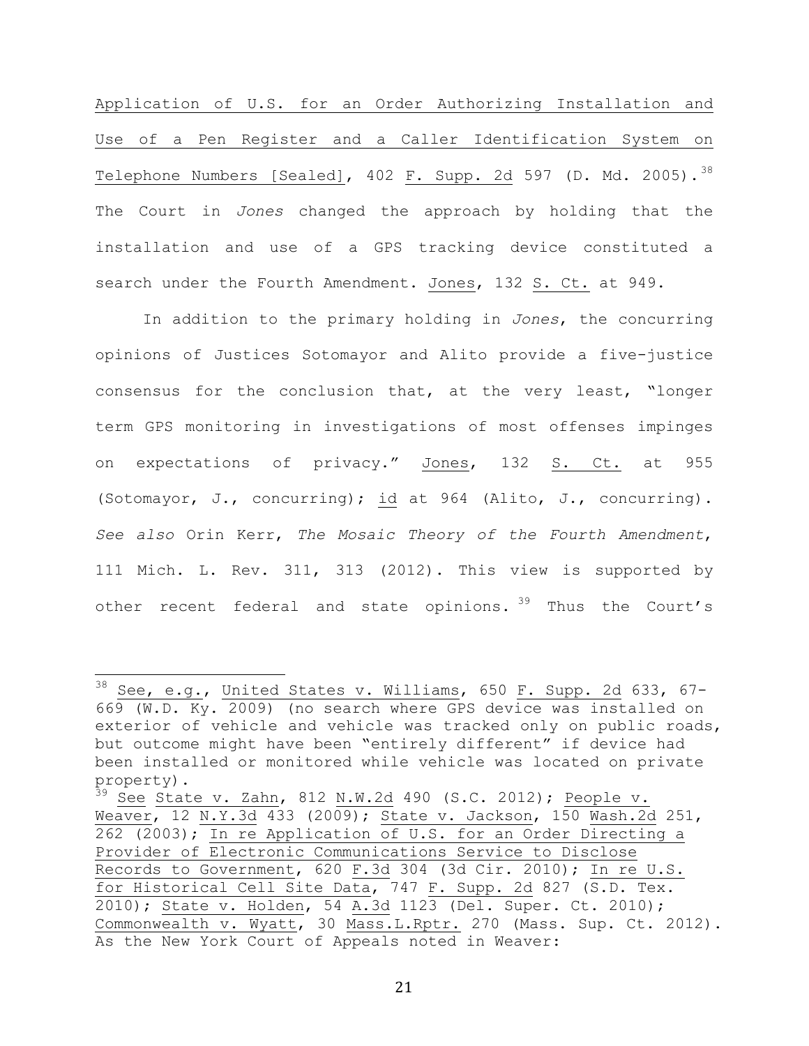Application of U.S. for an Order Authorizing Installation and Use of a Pen Register and a Caller Identification System on Telephone Numbers [Sealed], 402 F. Supp. 2d 597 (D. Md. 2005).[38] The Court in *Jones* changed the approach by holding that the installation and use of a GPS tracking device constituted a search under the Fourth Amendment. Jones, 132 S. Ct. at 949.

In addition to the primary holding in *Jones*, the concurring opinions of Justices Sotomayor and Alito provide a five-justice consensus for the conclusion that, at the very least, "longer term GPS monitoring in investigations of most offenses impinges on expectations of privacy." Jones, 132 S. Ct. at 955 (Sotomayor, J., concurring); id at 964 (Alito, J., concurring). *See also* Orin Kerr, *The Mosaic Theory of the Fourth Amendment*, 111 Mich. L. Rev. 311, 313 (2012). This view is supported by other recent federal and state opinions.[39] Thus the Court's

---

[38] See, e.g., United States v. Williams, 650 F. Supp. 2d 633, 67-669 (W.D. Ky. 2009) (no search where GPS device was installed on exterior of vehicle and vehicle was tracked only on public roads, but outcome might have been "entirely different" if device had been installed or monitored while vehicle was located on private property).

[39] See State v. Zahn, 812 N.W.2d 490 (S.C. 2012); People v. Weaver, 12 N.Y.3d 433 (2009); State v. Jackson, 150 Wash.2d 251, 262 (2003); In re Application of U.S. for an Order Directing a Provider of Electronic Communications Service to Disclose Records to Government, 620 F.3d 304 (3d Cir. 2010); In re U.S. for Historical Cell Site Data, 747 F. Supp. 2d 827 (S.D. Tex. 2010); State v. Holden, 54 A.3d 1123 (Del. Super. Ct. 2010); Commonwealth v. Wyatt, 30 Mass.L.Rptr. 270 (Mass. Sup. Ct. 2012). As the New York Court of Appeals noted in Weaver: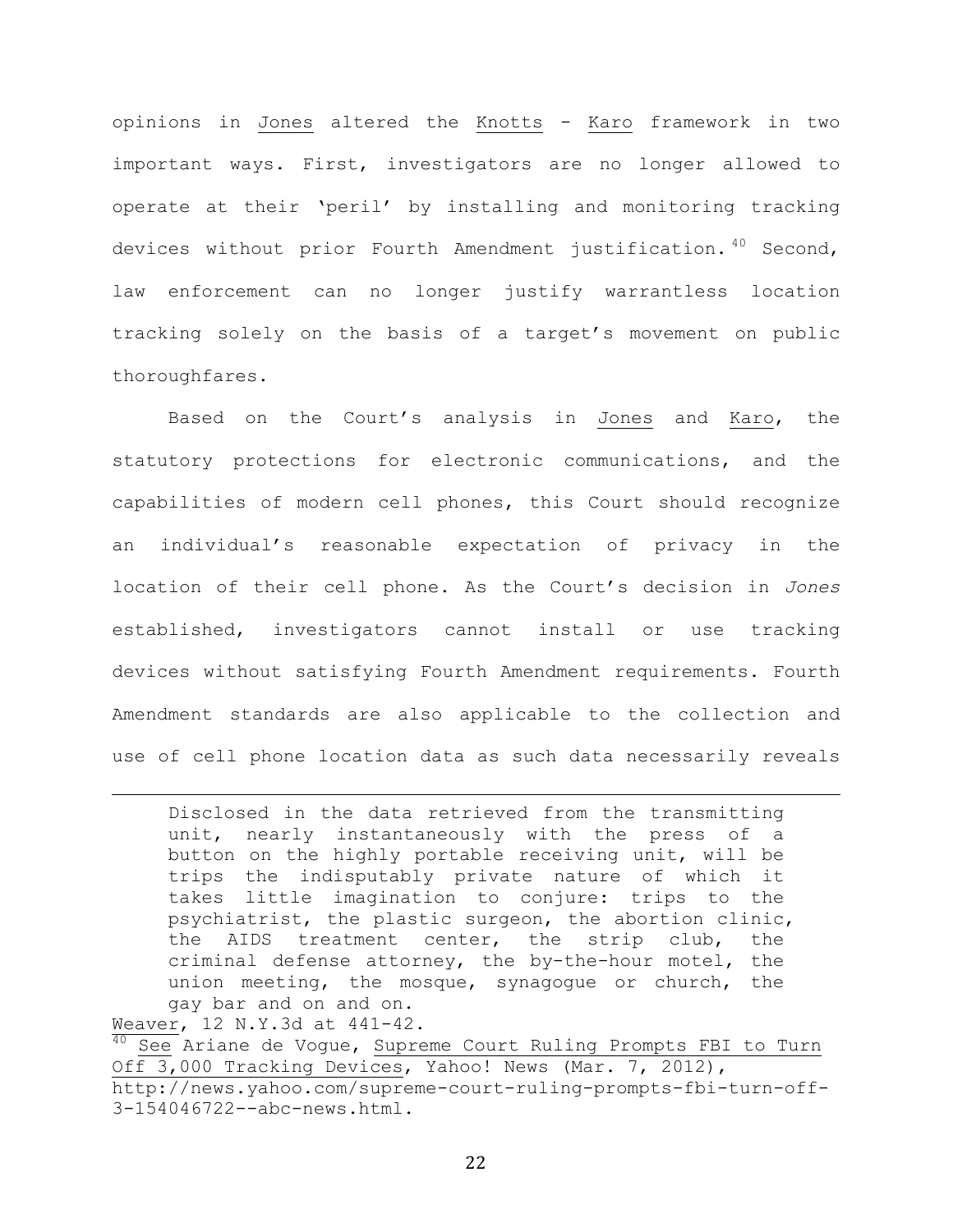opinions in Jones altered the Knotts - Karo framework in two important ways. First, investigators are no longer allowed to operate at their 'peril' by installing and monitoring tracking devices without prior Fourth Amendment justification.[40] Second, law enforcement can no longer justify warrantless location tracking solely on the basis of a target's movement on public thoroughfares.

Based on the Court's analysis in Jones and Karo, the statutory protections for electronic communications, and the capabilities of modern cell phones, this Court should recognize an individual's reasonable expectation of privacy in the location of their cell phone. As the Court's decision in *Jones* established, investigators cannot install or use tracking devices without satisfying Fourth Amendment requirements. Fourth Amendment standards are also applicable to the collection and use of cell phone location data as such data necessarily reveals

---

> Disclosed in the data retrieved from the transmitting unit, nearly instantaneously with the press of a button on the highly portable receiving unit, will be trips the indisputably private nature of which it takes little imagination to conjure: trips to the psychiatrist, the plastic surgeon, the abortion clinic, the AIDS treatment center, the strip club, the criminal defense attorney, the by-the-hour motel, the union meeting, the mosque, synagogue or church, the gay bar and on and on.

Weaver, 12 N.Y.3d at 441-42.

[40] See Ariane de Vogue, Supreme Court Ruling Prompts FBI to Turn Off 3,000 Tracking Devices, Yahoo! News (Mar. 7, 2012), http://news.yahoo.com/supreme-court-ruling-prompts-fbi-turn-off-3-154046722--abc-news.html.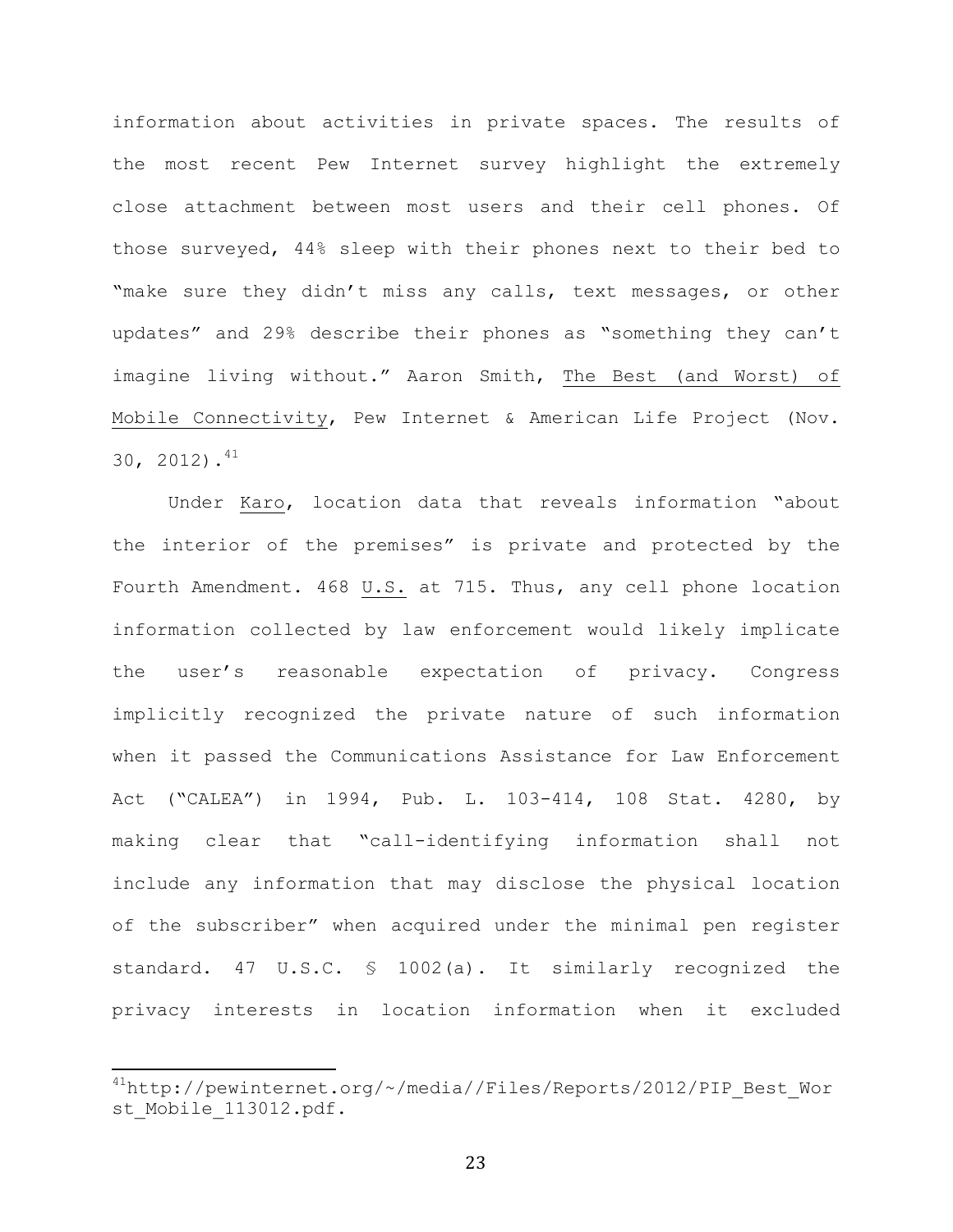information about activities in private spaces. The results of the most recent Pew Internet survey highlight the extremely close attachment between most users and their cell phones. Of those surveyed, 44% sleep with their phones next to their bed to "make sure they didn't miss any calls, text messages, or other updates" and 29% describe their phones as "something they can't imagine living without." Aaron Smith, The Best (and Worst) of Mobile Connectivity, Pew Internet & American Life Project (Nov. 30, 2012).[41]

Under Karo, location data that reveals information "about the interior of the premises" is private and protected by the Fourth Amendment. 468 U.S. at 715. Thus, any cell phone location information collected by law enforcement would likely implicate the user's reasonable expectation of privacy. Congress implicitly recognized the private nature of such information when it passed the Communications Assistance for Law Enforcement Act ("CALEA") in 1994, Pub. L. 103-414, 108 Stat. 4280, by making clear that "call-identifying information shall not include any information that may disclose the physical location of the subscriber" when acquired under the minimal pen register standard. 47 U.S.C. § 1002(a). It similarly recognized the privacy interests in location information when it excluded

---

[41] http://pewinternet.org/~/media//Files/Reports/2012/PIP_Best_Worst_Mobile_113012.pdf.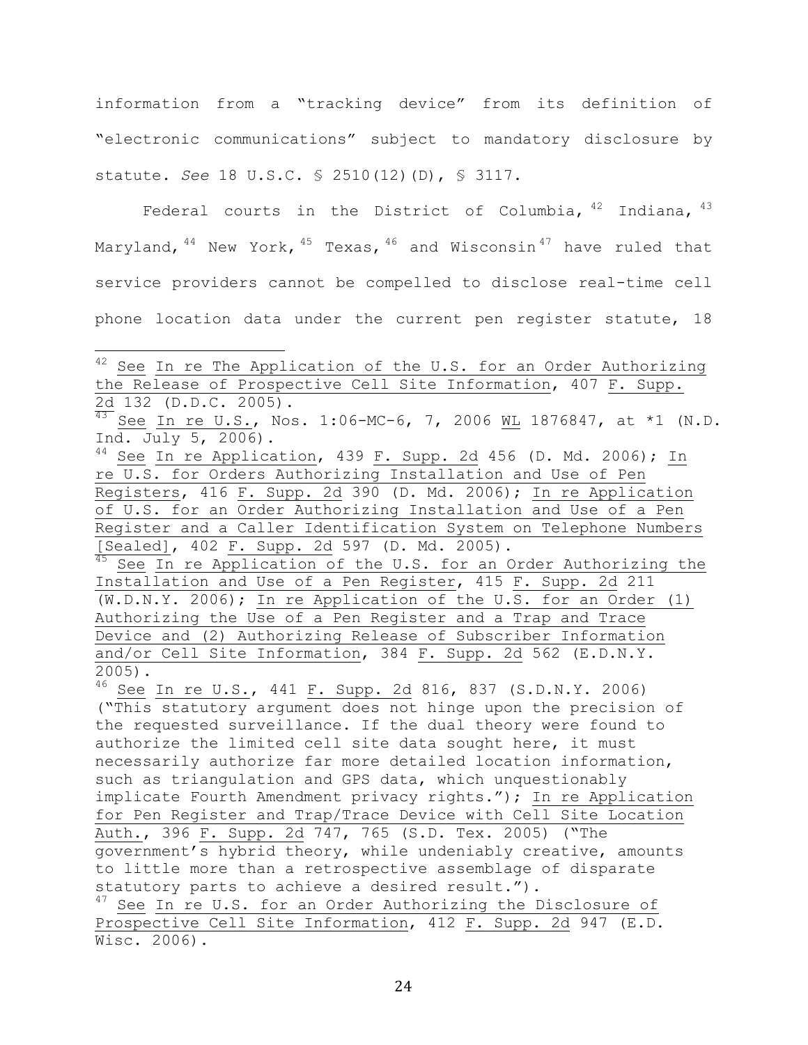information from a "tracking device" from its definition of "electronic communications" subject to mandatory disclosure by statute. *See* 18 U.S.C. § 2510(12)(D), § 3117.

Federal courts in the District of Columbia,[42] Indiana,[43] Maryland,[44] New York,[45] Texas,[46] and Wisconsin[47] have ruled that service providers cannot be compelled to disclose real-time cell phone location data under the current pen register statute, 18

---

[42] See In re The Application of the U.S. for an Order Authorizing the Release of Prospective Cell Site Information, 407 F. Supp. 2d 132 (D.D.C. 2005).

[43] See In re U.S., Nos. 1:06-MC-6, 7, 2006 WL 1876847, at *1 (N.D. Ind. July 5, 2006).

[44] See In re Application, 439 F. Supp. 2d 456 (D. Md. 2006); In re U.S. for Orders Authorizing Installation and Use of Pen Registers, 416 F. Supp. 2d 390 (D. Md. 2006); In re Application of U.S. for an Order Authorizing Installation and Use of a Pen Register and a Caller Identification System on Telephone Numbers [Sealed], 402 F. Supp. 2d 597 (D. Md. 2005).

[45] See In re Application of the U.S. for an Order Authorizing the Installation and Use of a Pen Register, 415 F. Supp. 2d 211 (W.D.N.Y. 2006); In re Application of the U.S. for an Order (1) Authorizing the Use of a Pen Register and a Trap and Trace Device and (2) Authorizing Release of Subscriber Information and/or Cell Site Information, 384 F. Supp. 2d 562 (E.D.N.Y. 2005).

[46] See In re U.S., 441 F. Supp. 2d 816, 837 (S.D.N.Y. 2006) ("This statutory argument does not hinge upon the precision of the requested surveillance. If the dual theory were found to authorize the limited cell site data sought here, it must necessarily authorize far more detailed location information, such as triangulation and GPS data, which unquestionably implicate Fourth Amendment privacy rights."); In re Application for Pen Register and Trap/Trace Device with Cell Site Location Auth., 396 F. Supp. 2d 747, 765 (S.D. Tex. 2005) ("The government's hybrid theory, while undeniably creative, amounts to little more than a retrospective assemblage of disparate statutory parts to achieve a desired result.").

[47] See In re U.S. for an Order Authorizing the Disclosure of Prospective Cell Site Information, 412 F. Supp. 2d 947 (E.D. Wisc. 2006).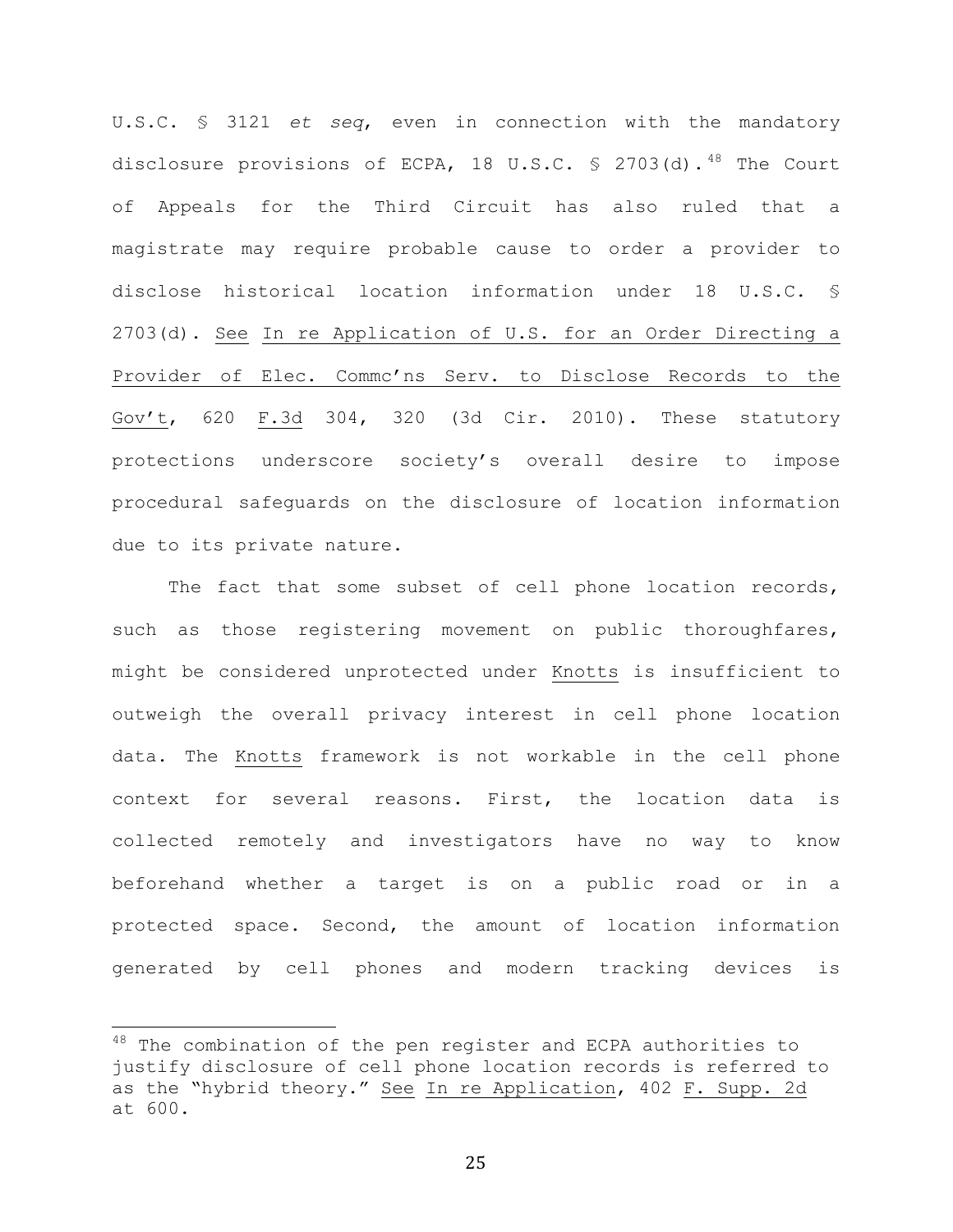U.S.C. § 3121 *et seq*, even in connection with the mandatory disclosure provisions of ECPA, 18 U.S.C. § 2703(d).[48] The Court of Appeals for the Third Circuit has also ruled that a magistrate may require probable cause to order a provider to disclose historical location information under 18 U.S.C. § 2703(d). See In re Application of U.S. for an Order Directing a Provider of Elec. Commc'ns Serv. to Disclose Records to the Gov't, 620 F.3d 304, 320 (3d Cir. 2010). These statutory protections underscore society's overall desire to impose procedural safeguards on the disclosure of location information due to its private nature.

The fact that some subset of cell phone location records, such as those registering movement on public thoroughfares, might be considered unprotected under Knotts is insufficient to outweigh the overall privacy interest in cell phone location data. The Knotts framework is not workable in the cell phone context for several reasons. First, the location data is collected remotely and investigators have no way to know beforehand whether a target is on a public road or in a protected space. Second, the amount of location information generated by cell phones and modern tracking devices is

---

[48] The combination of the pen register and ECPA authorities to justify disclosure of cell phone location records is referred to as the "hybrid theory." See In re Application, 402 F. Supp. 2d at 600.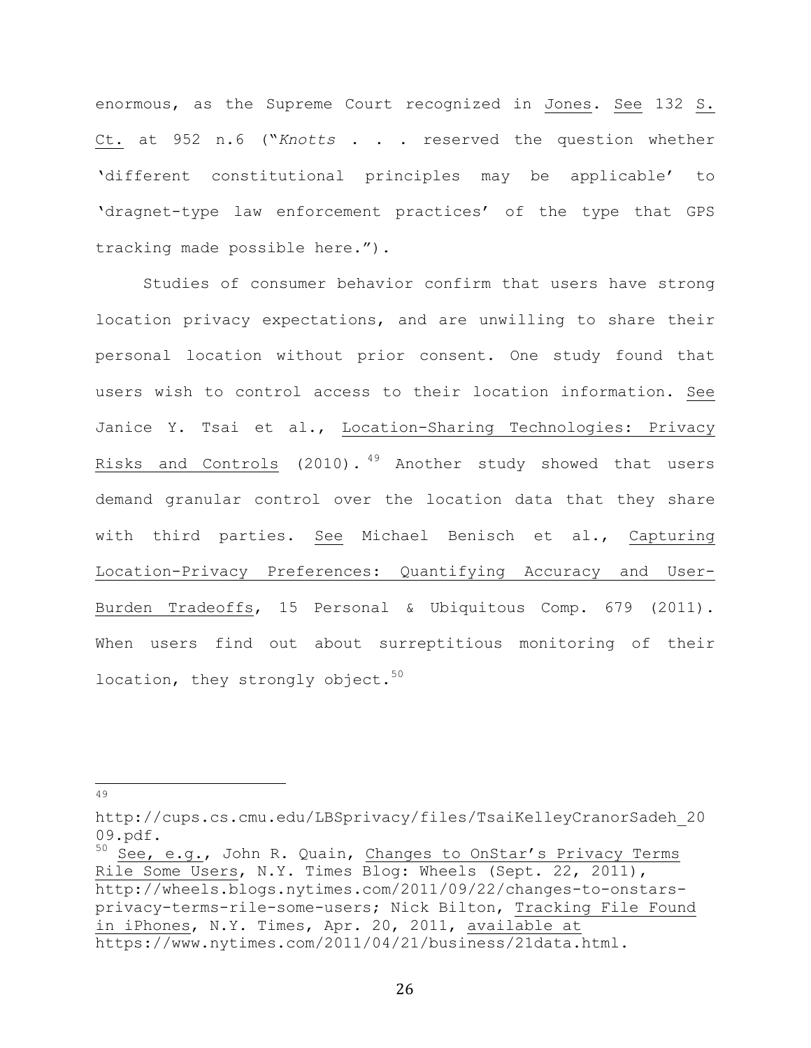enormous, as the Supreme Court recognized in Jones. See 132 S. Ct. at 952 n.6 ("*Knotts* . . . reserved the question whether 'different constitutional principles may be applicable' to 'dragnet-type law enforcement practices' of the type that GPS tracking made possible here.").

Studies of consumer behavior confirm that users have strong location privacy expectations, and are unwilling to share their personal location without prior consent. One study found that users wish to control access to their location information. See Janice Y. Tsai et al., Location-Sharing Technologies: Privacy Risks and Controls (2010).[49] Another study showed that users demand granular control over the location data that they share with third parties. See Michael Benisch et al., Capturing Location-Privacy Preferences: Quantifying Accuracy and User-Burden Tradeoffs, 15 Personal & Ubiquitous Comp. 679 (2011). When users find out about surreptitious monitoring of their location, they strongly object.[50]

---

[49] http://cups.cs.cmu.edu/LBSprivacy/files/TsaiKelleyCranorSadeh_2009.pdf.

[50] See, e.g., John R. Quain, Changes to OnStar's Privacy Terms Rile Some Users, N.Y. Times Blog: Wheels (Sept. 22, 2011), http://wheels.blogs.nytimes.com/2011/09/22/changes-to-onstars-privacy-terms-rile-some-users; Nick Bilton, Tracking File Found in iPhones, N.Y. Times, Apr. 20, 2011, available at https://www.nytimes.com/2011/04/21/business/21data.html.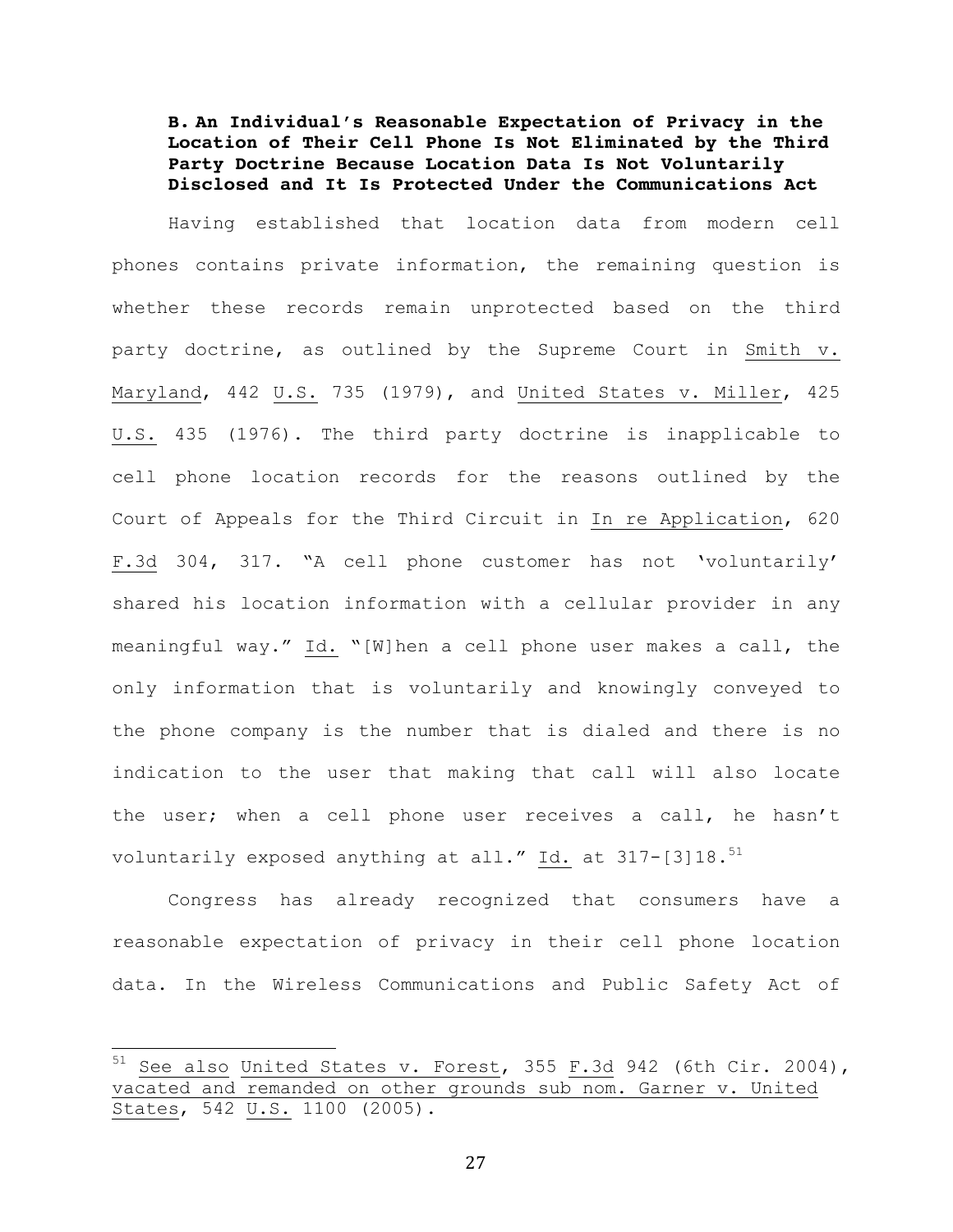**B. An Individual's Reasonable Expectation of Privacy in the Location of Their Cell Phone Is Not Eliminated by the Third Party Doctrine Because Location Data Is Not Voluntarily Disclosed and It Is Protected Under the Communications Act**

Having established that location data from modern cell phones contains private information, the remaining question is whether these records remain unprotected based on the third party doctrine, as outlined by the Supreme Court in Smith v. Maryland, 442 U.S. 735 (1979), and United States v. Miller, 425 U.S. 435 (1976). The third party doctrine is inapplicable to cell phone location records for the reasons outlined by the Court of Appeals for the Third Circuit in In re Application, 620 F.3d 304, 317. "A cell phone customer has not 'voluntarily' shared his location information with a cellular provider in any meaningful way." Id. "[W]hen a cell phone user makes a call, the only information that is voluntarily and knowingly conveyed to the phone company is the number that is dialed and there is no indication to the user that making that call will also locate the user; when a cell phone user receives a call, he hasn't voluntarily exposed anything at all." Id. at 317-[3]18.[51]

Congress has already recognized that consumers have a reasonable expectation of privacy in their cell phone location data. In the Wireless Communications and Public Safety Act of

---

[51] See also United States v. Forest, 355 F.3d 942 (6th Cir. 2004), vacated and remanded on other grounds sub nom. Garner v. United States, 542 U.S. 1100 (2005).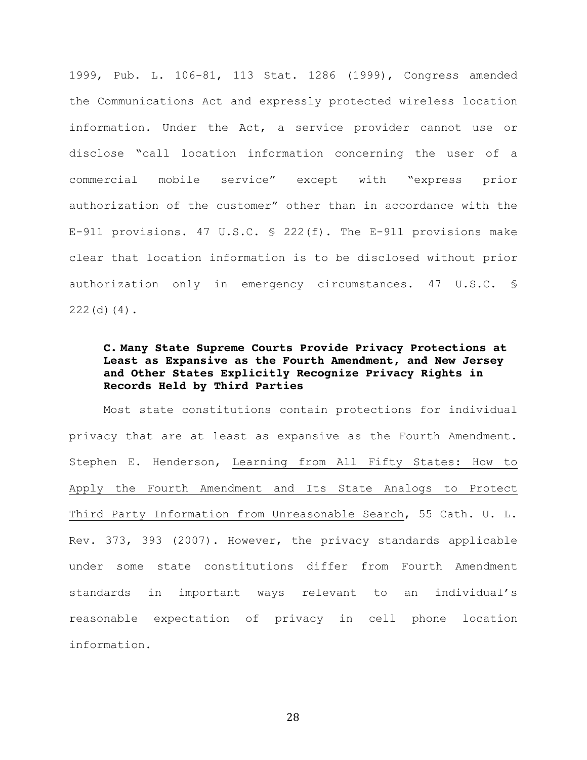1999, Pub. L. 106-81, 113 Stat. 1286 (1999), Congress amended the Communications Act and expressly protected wireless location information. Under the Act, a service provider cannot use or disclose "call location information concerning the user of a commercial mobile service" except with "express prior authorization of the customer" other than in accordance with the E-911 provisions. 47 U.S.C. § 222(f). The E-911 provisions make clear that location information is to be disclosed without prior authorization only in emergency circumstances. 47 U.S.C. § 222(d)(4).

### C. Many State Supreme Courts Provide Privacy Protections at Least as Expansive as the Fourth Amendment, and New Jersey and Other States Explicitly Recognize Privacy Rights in Records Held by Third Parties

Most state constitutions contain protections for individual privacy that are at least as expansive as the Fourth Amendment. Stephen E. Henderson, Learning from All Fifty States: How to Apply the Fourth Amendment and Its State Analogs to Protect Third Party Information from Unreasonable Search, 55 Cath. U. L. Rev. 373, 393 (2007). However, the privacy standards applicable under some state constitutions differ from Fourth Amendment standards in important ways relevant to an individual's reasonable expectation of privacy in cell phone location information.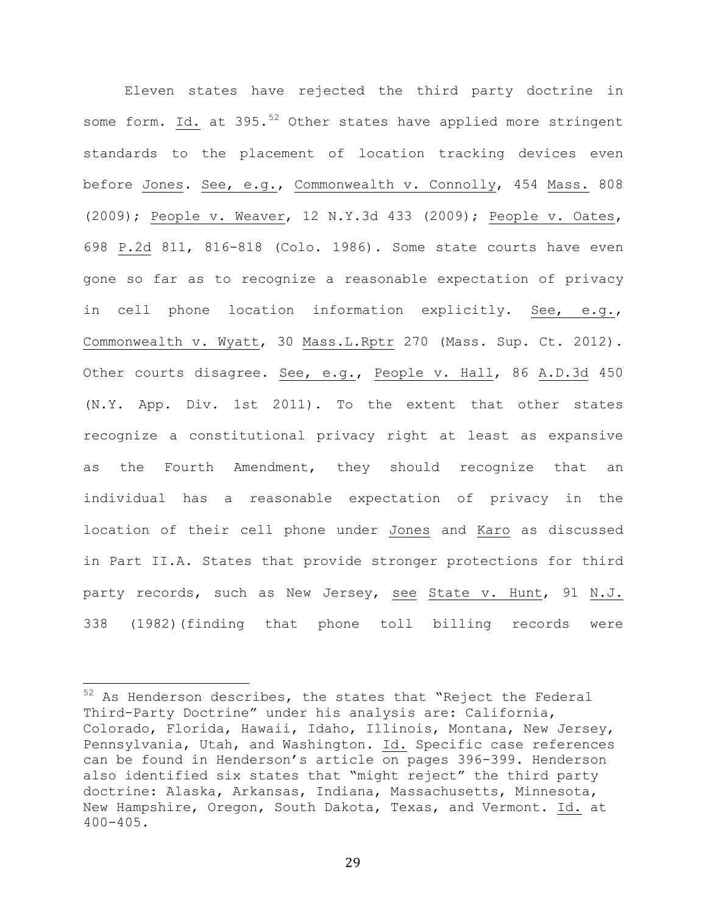Eleven states have rejected the third party doctrine in some form. Id. at 395.[52] Other states have applied more stringent standards to the placement of location tracking devices even before Jones. See, e.g., Commonwealth v. Connolly, 454 Mass. 808 (2009); People v. Weaver, 12 N.Y.3d 433 (2009); People v. Oates, 698 P.2d 811, 816-818 (Colo. 1986). Some state courts have even gone so far as to recognize a reasonable expectation of privacy in cell phone location information explicitly. See, e.g., Commonwealth v. Wyatt, 30 Mass.L.Rptr 270 (Mass. Sup. Ct. 2012). Other courts disagree. See, e.g., People v. Hall, 86 A.D.3d 450 (N.Y. App. Div. 1st 2011). To the extent that other states recognize a constitutional privacy right at least as expansive as the Fourth Amendment, they should recognize that an individual has a reasonable expectation of privacy in the location of their cell phone under Jones and Karo as discussed in Part II.A. States that provide stronger protections for third party records, such as New Jersey, see State v. Hunt, 91 N.J. 338 (1982)(finding that phone toll billing records were

---

[52] As Henderson describes, the states that "Reject the Federal Third-Party Doctrine" under his analysis are: California, Colorado, Florida, Hawaii, Idaho, Illinois, Montana, New Jersey, Pennsylvania, Utah, and Washington. Id. Specific case references can be found in Henderson's article on pages 396-399. Henderson also identified six states that "might reject" the third party doctrine: Alaska, Arkansas, Indiana, Massachusetts, Minnesota, New Hampshire, Oregon, South Dakota, Texas, and Vermont. Id. at 400-405.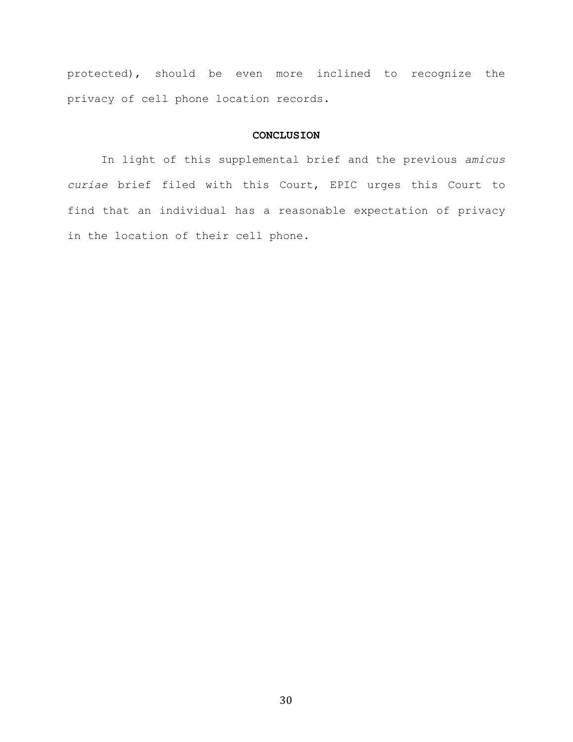protected), should be even more inclined to recognize the privacy of cell phone location records.

## CONCLUSION

In light of this supplemental brief and the previous *amicus curiae* brief filed with this Court, EPIC urges this Court to find that an individual has a reasonable expectation of privacy in the location of their cell phone.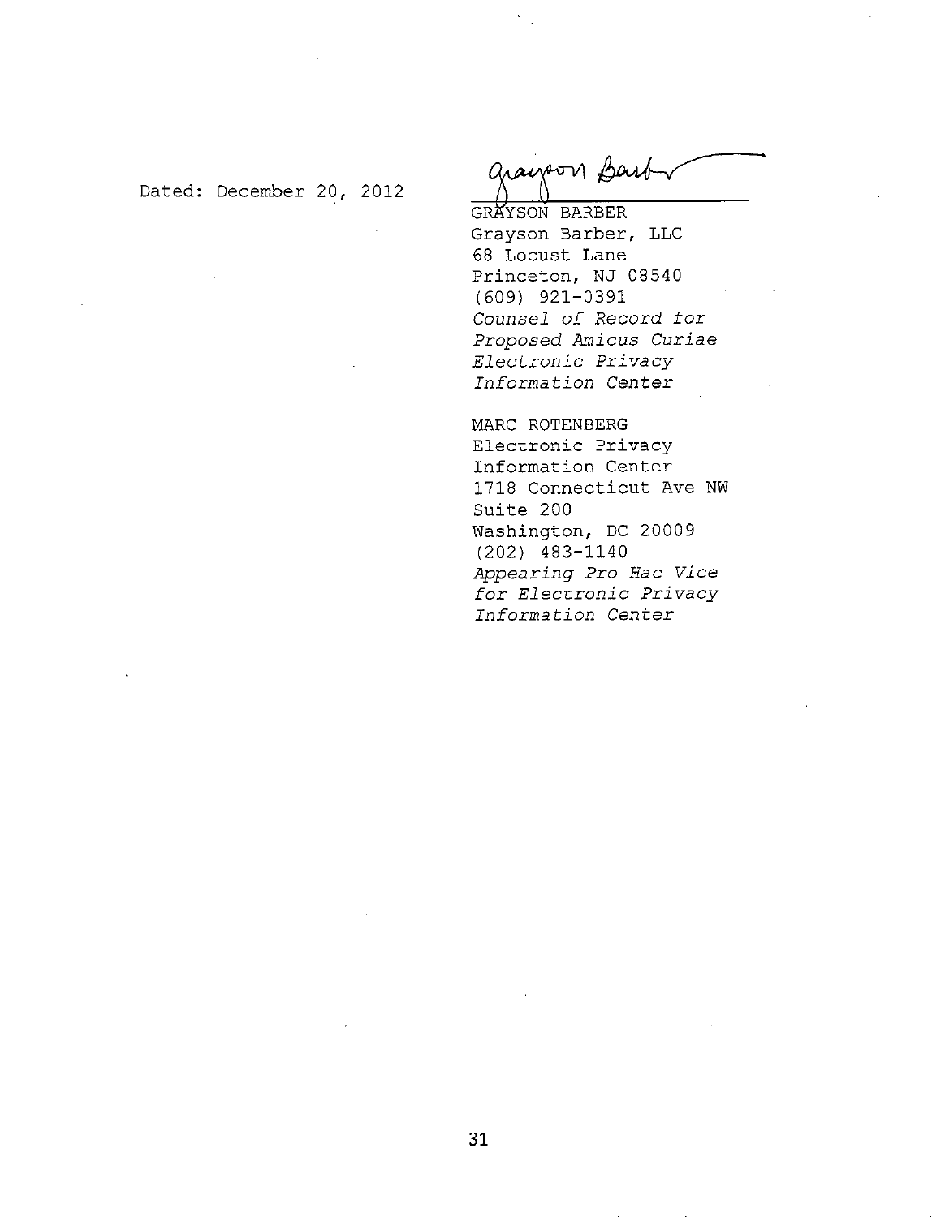Dated: December 20, 2012

Grayson Barber

GRAYSON BARBER
Grayson Barber, LLC
68 Locust Lane
Princeton, NJ 08540
(609) 921-0391
*Counsel of Record for*
*Proposed Amicus Curiae*
*Electronic Privacy*
*Information Center*

MARC ROTENBERG
Electronic Privacy
Information Center
1718 Connecticut Ave NW
Suite 200
Washington, DC 20009
(202) 483-1140
*Appearing Pro Hac Vice*
*for Electronic Privacy*
*Information Center*